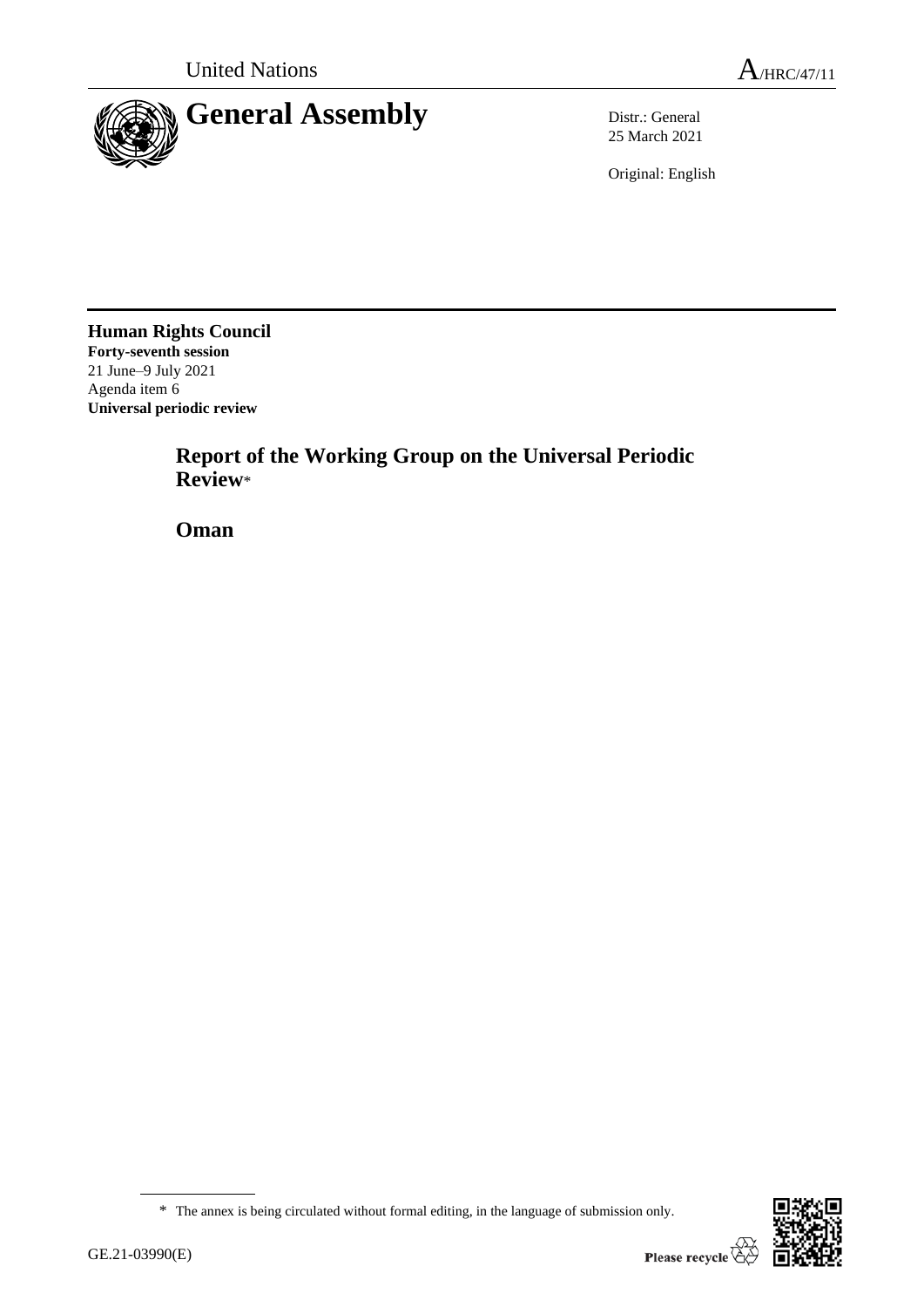United Nations

A/HRC/47/11

# General Assembly

Distr.: General
25 March 2021

Original: English

**Human Rights Council**
**Forty-seventh session**
21 June–9 July 2021
Agenda item 6
**Universal periodic review**

## Report of the Working Group on the Universal Periodic Review*

## Oman

* The annex is being circulated without formal editing, in the language of submission only.

GE.21-03990(E)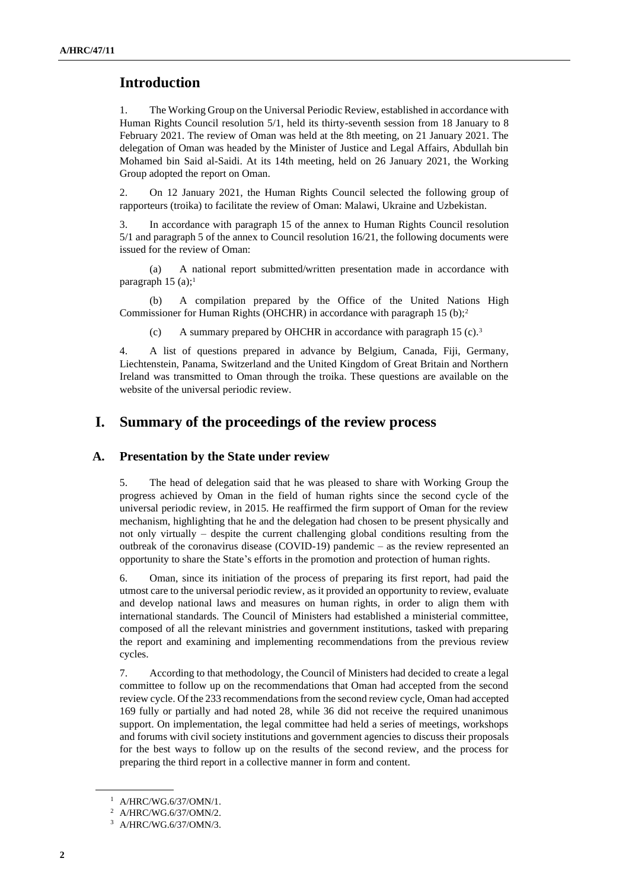## Introduction

1. The Working Group on the Universal Periodic Review, established in accordance with Human Rights Council resolution 5/1, held its thirty-seventh session from 18 January to 8 February 2021. The review of Oman was held at the 8th meeting, on 21 January 2021. The delegation of Oman was headed by the Minister of Justice and Legal Affairs, Abdullah bin Mohamed bin Said al-Saidi. At its 14th meeting, held on 26 January 2021, the Working Group adopted the report on Oman.

2. On 12 January 2021, the Human Rights Council selected the following group of rapporteurs (troika) to facilitate the review of Oman: Malawi, Ukraine and Uzbekistan.

3. In accordance with paragraph 15 of the annex to Human Rights Council resolution 5/1 and paragraph 5 of the annex to Council resolution 16/21, the following documents were issued for the review of Oman:

(a) A national report submitted/written presentation made in accordance with paragraph 15 (a);[1]

(b) A compilation prepared by the Office of the United Nations High Commissioner for Human Rights (OHCHR) in accordance with paragraph 15 (b);[2]

(c) A summary prepared by OHCHR in accordance with paragraph 15 (c).[3]

4. A list of questions prepared in advance by Belgium, Canada, Fiji, Germany, Liechtenstein, Panama, Switzerland and the United Kingdom of Great Britain and Northern Ireland was transmitted to Oman through the troika. These questions are available on the website of the universal periodic review.

## I. Summary of the proceedings of the review process

### A. Presentation by the State under review

5. The head of delegation said that he was pleased to share with Working Group the progress achieved by Oman in the field of human rights since the second cycle of the universal periodic review, in 2015. He reaffirmed the firm support of Oman for the review mechanism, highlighting that he and the delegation had chosen to be present physically and not only virtually – despite the current challenging global conditions resulting from the outbreak of the coronavirus disease (COVID-19) pandemic – as the review represented an opportunity to share the State's efforts in the promotion and protection of human rights.

6. Oman, since its initiation of the process of preparing its first report, had paid the utmost care to the universal periodic review, as it provided an opportunity to review, evaluate and develop national laws and measures on human rights, in order to align them with international standards. The Council of Ministers had established a ministerial committee, composed of all the relevant ministries and government institutions, tasked with preparing the report and examining and implementing recommendations from the previous review cycles.

7. According to that methodology, the Council of Ministers had decided to create a legal committee to follow up on the recommendations that Oman had accepted from the second review cycle. Of the 233 recommendations from the second review cycle, Oman had accepted 169 fully or partially and had noted 28, while 36 did not receive the required unanimous support. On implementation, the legal committee had held a series of meetings, workshops and forums with civil society institutions and government agencies to discuss their proposals for the best ways to follow up on the results of the second review, and the process for preparing the third report in a collective manner in form and content.

[1] A/HRC/WG.6/37/OMN/1.
[2] A/HRC/WG.6/37/OMN/2.
[3] A/HRC/WG.6/37/OMN/3.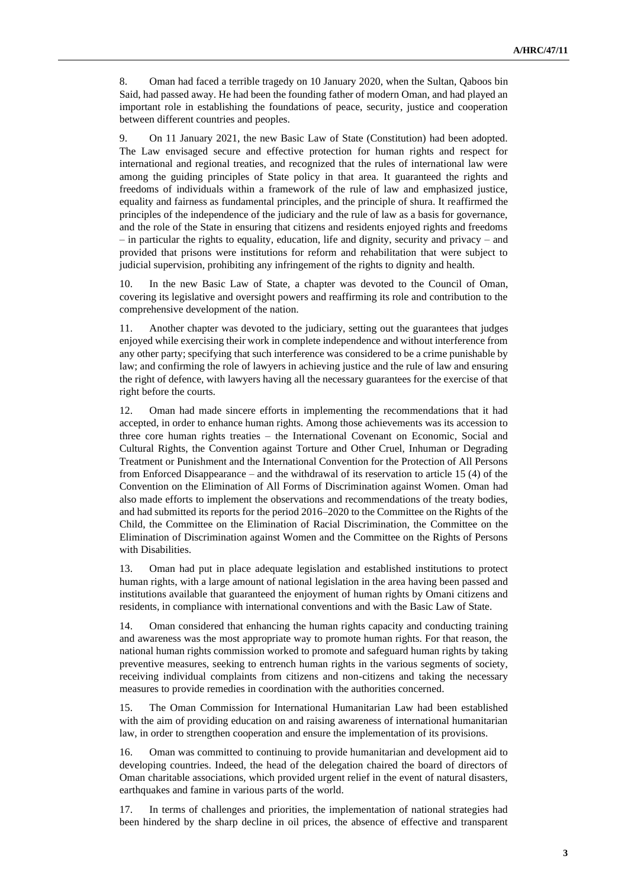8. Oman had faced a terrible tragedy on 10 January 2020, when the Sultan, Qaboos bin Said, had passed away. He had been the founding father of modern Oman, and had played an important role in establishing the foundations of peace, security, justice and cooperation between different countries and peoples.

9. On 11 January 2021, the new Basic Law of State (Constitution) had been adopted. The Law envisaged secure and effective protection for human rights and respect for international and regional treaties, and recognized that the rules of international law were among the guiding principles of State policy in that area. It guaranteed the rights and freedoms of individuals within a framework of the rule of law and emphasized justice, equality and fairness as fundamental principles, and the principle of shura. It reaffirmed the principles of the independence of the judiciary and the rule of law as a basis for governance, and the role of the State in ensuring that citizens and residents enjoyed rights and freedoms – in particular the rights to equality, education, life and dignity, security and privacy – and provided that prisons were institutions for reform and rehabilitation that were subject to judicial supervision, prohibiting any infringement of the rights to dignity and health.

10. In the new Basic Law of State, a chapter was devoted to the Council of Oman, covering its legislative and oversight powers and reaffirming its role and contribution to the comprehensive development of the nation.

11. Another chapter was devoted to the judiciary, setting out the guarantees that judges enjoyed while exercising their work in complete independence and without interference from any other party; specifying that such interference was considered to be a crime punishable by law; and confirming the role of lawyers in achieving justice and the rule of law and ensuring the right of defence, with lawyers having all the necessary guarantees for the exercise of that right before the courts.

12. Oman had made sincere efforts in implementing the recommendations that it had accepted, in order to enhance human rights. Among those achievements was its accession to three core human rights treaties – the International Covenant on Economic, Social and Cultural Rights, the Convention against Torture and Other Cruel, Inhuman or Degrading Treatment or Punishment and the International Convention for the Protection of All Persons from Enforced Disappearance – and the withdrawal of its reservation to article 15 (4) of the Convention on the Elimination of All Forms of Discrimination against Women. Oman had also made efforts to implement the observations and recommendations of the treaty bodies, and had submitted its reports for the period 2016–2020 to the Committee on the Rights of the Child, the Committee on the Elimination of Racial Discrimination, the Committee on the Elimination of Discrimination against Women and the Committee on the Rights of Persons with Disabilities.

13. Oman had put in place adequate legislation and established institutions to protect human rights, with a large amount of national legislation in the area having been passed and institutions available that guaranteed the enjoyment of human rights by Omani citizens and residents, in compliance with international conventions and with the Basic Law of State.

14. Oman considered that enhancing the human rights capacity and conducting training and awareness was the most appropriate way to promote human rights. For that reason, the national human rights commission worked to promote and safeguard human rights by taking preventive measures, seeking to entrench human rights in the various segments of society, receiving individual complaints from citizens and non-citizens and taking the necessary measures to provide remedies in coordination with the authorities concerned.

15. The Oman Commission for International Humanitarian Law had been established with the aim of providing education on and raising awareness of international humanitarian law, in order to strengthen cooperation and ensure the implementation of its provisions.

16. Oman was committed to continuing to provide humanitarian and development aid to developing countries. Indeed, the head of the delegation chaired the board of directors of Oman charitable associations, which provided urgent relief in the event of natural disasters, earthquakes and famine in various parts of the world.

17. In terms of challenges and priorities, the implementation of national strategies had been hindered by the sharp decline in oil prices, the absence of effective and transparent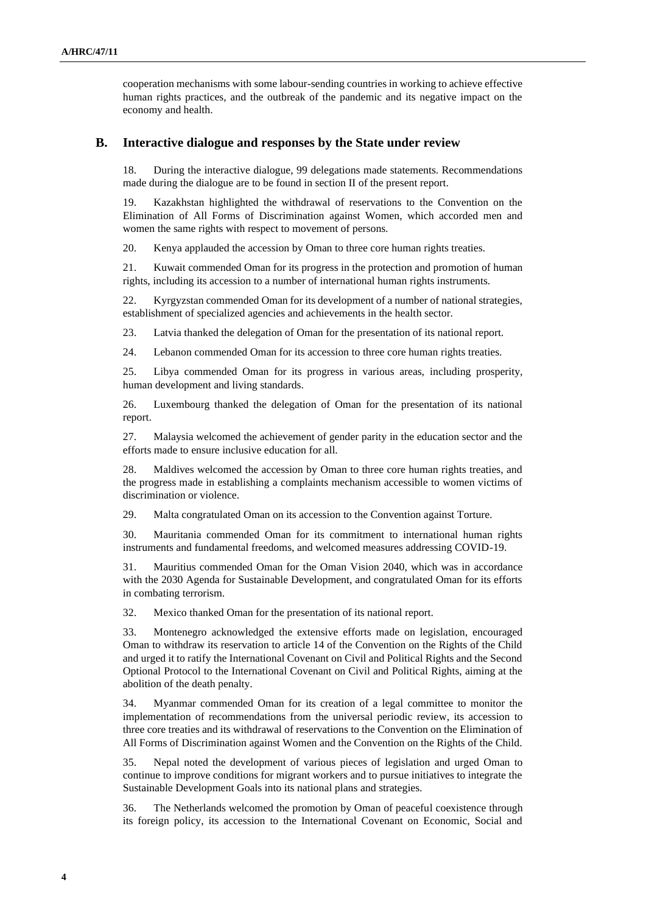cooperation mechanisms with some labour-sending countries in working to achieve effective human rights practices, and the outbreak of the pandemic and its negative impact on the economy and health.

## B. Interactive dialogue and responses by the State under review

18. During the interactive dialogue, 99 delegations made statements. Recommendations made during the dialogue are to be found in section II of the present report.

19. Kazakhstan highlighted the withdrawal of reservations to the Convention on the Elimination of All Forms of Discrimination against Women, which accorded men and women the same rights with respect to movement of persons.

20. Kenya applauded the accession by Oman to three core human rights treaties.

21. Kuwait commended Oman for its progress in the protection and promotion of human rights, including its accession to a number of international human rights instruments.

22. Kyrgyzstan commended Oman for its development of a number of national strategies, establishment of specialized agencies and achievements in the health sector.

23. Latvia thanked the delegation of Oman for the presentation of its national report.

24. Lebanon commended Oman for its accession to three core human rights treaties.

25. Libya commended Oman for its progress in various areas, including prosperity, human development and living standards.

26. Luxembourg thanked the delegation of Oman for the presentation of its national report.

27. Malaysia welcomed the achievement of gender parity in the education sector and the efforts made to ensure inclusive education for all.

28. Maldives welcomed the accession by Oman to three core human rights treaties, and the progress made in establishing a complaints mechanism accessible to women victims of discrimination or violence.

29. Malta congratulated Oman on its accession to the Convention against Torture.

30. Mauritania commended Oman for its commitment to international human rights instruments and fundamental freedoms, and welcomed measures addressing COVID-19.

31. Mauritius commended Oman for the Oman Vision 2040, which was in accordance with the 2030 Agenda for Sustainable Development, and congratulated Oman for its efforts in combating terrorism.

32. Mexico thanked Oman for the presentation of its national report.

33. Montenegro acknowledged the extensive efforts made on legislation, encouraged Oman to withdraw its reservation to article 14 of the Convention on the Rights of the Child and urged it to ratify the International Covenant on Civil and Political Rights and the Second Optional Protocol to the International Covenant on Civil and Political Rights, aiming at the abolition of the death penalty.

34. Myanmar commended Oman for its creation of a legal committee to monitor the implementation of recommendations from the universal periodic review, its accession to three core treaties and its withdrawal of reservations to the Convention on the Elimination of All Forms of Discrimination against Women and the Convention on the Rights of the Child.

35. Nepal noted the development of various pieces of legislation and urged Oman to continue to improve conditions for migrant workers and to pursue initiatives to integrate the Sustainable Development Goals into its national plans and strategies.

36. The Netherlands welcomed the promotion by Oman of peaceful coexistence through its foreign policy, its accession to the International Covenant on Economic, Social and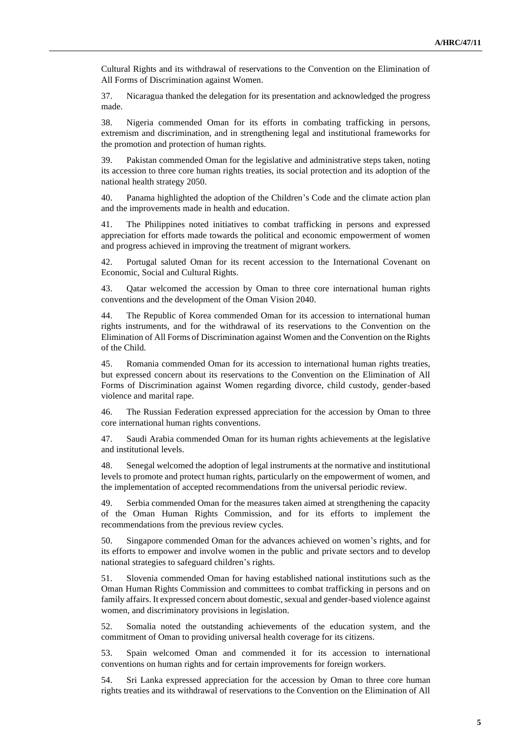Cultural Rights and its withdrawal of reservations to the Convention on the Elimination of All Forms of Discrimination against Women.

37. Nicaragua thanked the delegation for its presentation and acknowledged the progress made.

38. Nigeria commended Oman for its efforts in combating trafficking in persons, extremism and discrimination, and in strengthening legal and institutional frameworks for the promotion and protection of human rights.

39. Pakistan commended Oman for the legislative and administrative steps taken, noting its accession to three core human rights treaties, its social protection and its adoption of the national health strategy 2050.

40. Panama highlighted the adoption of the Children's Code and the climate action plan and the improvements made in health and education.

41. The Philippines noted initiatives to combat trafficking in persons and expressed appreciation for efforts made towards the political and economic empowerment of women and progress achieved in improving the treatment of migrant workers.

42. Portugal saluted Oman for its recent accession to the International Covenant on Economic, Social and Cultural Rights.

43. Qatar welcomed the accession by Oman to three core international human rights conventions and the development of the Oman Vision 2040.

44. The Republic of Korea commended Oman for its accession to international human rights instruments, and for the withdrawal of its reservations to the Convention on the Elimination of All Forms of Discrimination against Women and the Convention on the Rights of the Child.

45. Romania commended Oman for its accession to international human rights treaties, but expressed concern about its reservations to the Convention on the Elimination of All Forms of Discrimination against Women regarding divorce, child custody, gender-based violence and marital rape.

46. The Russian Federation expressed appreciation for the accession by Oman to three core international human rights conventions.

47. Saudi Arabia commended Oman for its human rights achievements at the legislative and institutional levels.

48. Senegal welcomed the adoption of legal instruments at the normative and institutional levels to promote and protect human rights, particularly on the empowerment of women, and the implementation of accepted recommendations from the universal periodic review.

49. Serbia commended Oman for the measures taken aimed at strengthening the capacity of the Oman Human Rights Commission, and for its efforts to implement the recommendations from the previous review cycles.

50. Singapore commended Oman for the advances achieved on women's rights, and for its efforts to empower and involve women in the public and private sectors and to develop national strategies to safeguard children's rights.

51. Slovenia commended Oman for having established national institutions such as the Oman Human Rights Commission and committees to combat trafficking in persons and on family affairs. It expressed concern about domestic, sexual and gender-based violence against women, and discriminatory provisions in legislation.

52. Somalia noted the outstanding achievements of the education system, and the commitment of Oman to providing universal health coverage for its citizens.

53. Spain welcomed Oman and commended it for its accession to international conventions on human rights and for certain improvements for foreign workers.

54. Sri Lanka expressed appreciation for the accession by Oman to three core human rights treaties and its withdrawal of reservations to the Convention on the Elimination of All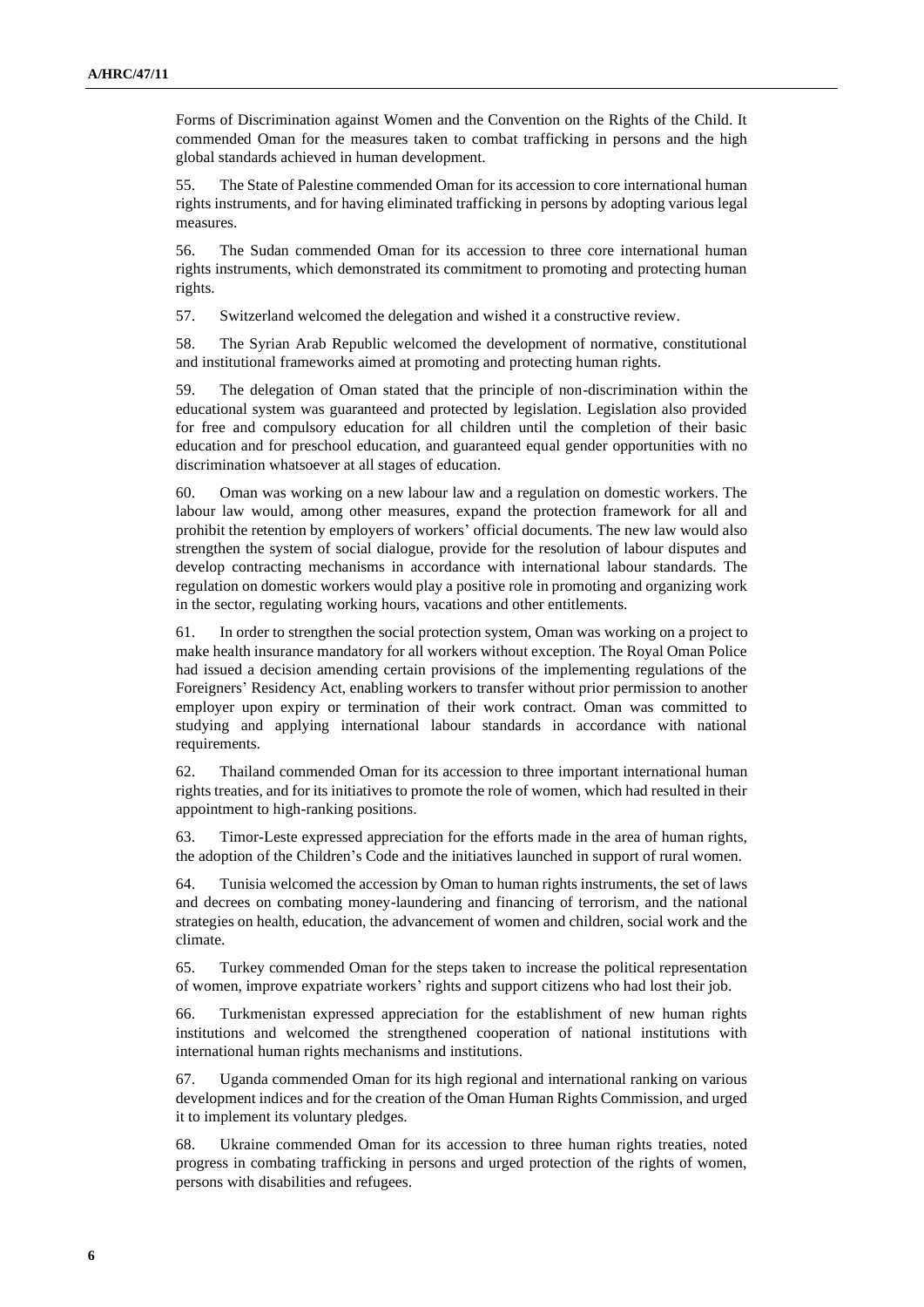Forms of Discrimination against Women and the Convention on the Rights of the Child. It commended Oman for the measures taken to combat trafficking in persons and the high global standards achieved in human development.

55. The State of Palestine commended Oman for its accession to core international human rights instruments, and for having eliminated trafficking in persons by adopting various legal measures.

56. The Sudan commended Oman for its accession to three core international human rights instruments, which demonstrated its commitment to promoting and protecting human rights.

57. Switzerland welcomed the delegation and wished it a constructive review.

58. The Syrian Arab Republic welcomed the development of normative, constitutional and institutional frameworks aimed at promoting and protecting human rights.

59. The delegation of Oman stated that the principle of non-discrimination within the educational system was guaranteed and protected by legislation. Legislation also provided for free and compulsory education for all children until the completion of their basic education and for preschool education, and guaranteed equal gender opportunities with no discrimination whatsoever at all stages of education.

60. Oman was working on a new labour law and a regulation on domestic workers. The labour law would, among other measures, expand the protection framework for all and prohibit the retention by employers of workers' official documents. The new law would also strengthen the system of social dialogue, provide for the resolution of labour disputes and develop contracting mechanisms in accordance with international labour standards. The regulation on domestic workers would play a positive role in promoting and organizing work in the sector, regulating working hours, vacations and other entitlements.

61. In order to strengthen the social protection system, Oman was working on a project to make health insurance mandatory for all workers without exception. The Royal Oman Police had issued a decision amending certain provisions of the implementing regulations of the Foreigners' Residency Act, enabling workers to transfer without prior permission to another employer upon expiry or termination of their work contract. Oman was committed to studying and applying international labour standards in accordance with national requirements.

62. Thailand commended Oman for its accession to three important international human rights treaties, and for its initiatives to promote the role of women, which had resulted in their appointment to high-ranking positions.

63. Timor-Leste expressed appreciation for the efforts made in the area of human rights, the adoption of the Children's Code and the initiatives launched in support of rural women.

64. Tunisia welcomed the accession by Oman to human rights instruments, the set of laws and decrees on combating money-laundering and financing of terrorism, and the national strategies on health, education, the advancement of women and children, social work and the climate.

65. Turkey commended Oman for the steps taken to increase the political representation of women, improve expatriate workers' rights and support citizens who had lost their job.

66. Turkmenistan expressed appreciation for the establishment of new human rights institutions and welcomed the strengthened cooperation of national institutions with international human rights mechanisms and institutions.

67. Uganda commended Oman for its high regional and international ranking on various development indices and for the creation of the Oman Human Rights Commission, and urged it to implement its voluntary pledges.

68. Ukraine commended Oman for its accession to three human rights treaties, noted progress in combating trafficking in persons and urged protection of the rights of women, persons with disabilities and refugees.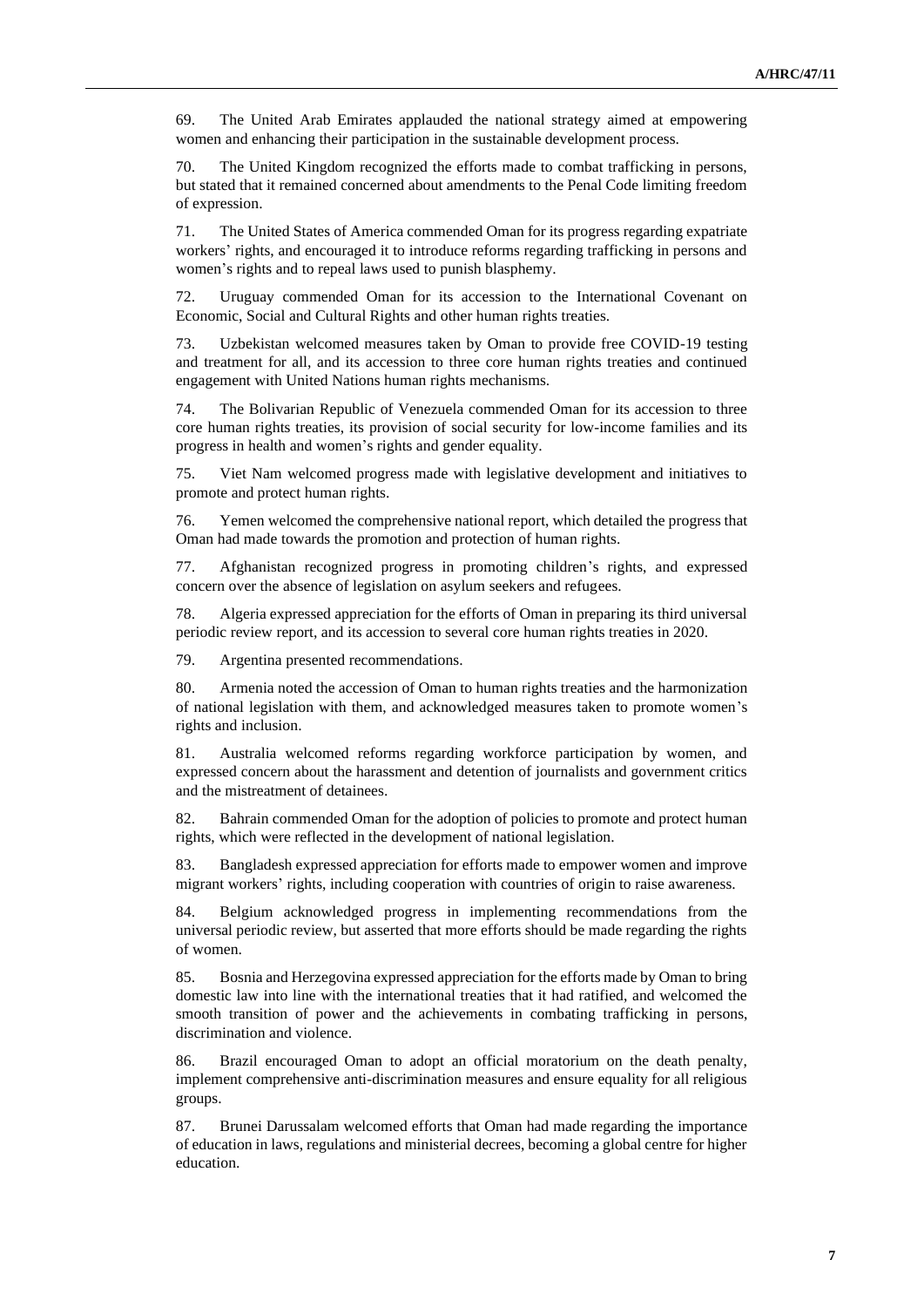69. The United Arab Emirates applauded the national strategy aimed at empowering women and enhancing their participation in the sustainable development process.

70. The United Kingdom recognized the efforts made to combat trafficking in persons, but stated that it remained concerned about amendments to the Penal Code limiting freedom of expression.

71. The United States of America commended Oman for its progress regarding expatriate workers' rights, and encouraged it to introduce reforms regarding trafficking in persons and women's rights and to repeal laws used to punish blasphemy.

72. Uruguay commended Oman for its accession to the International Covenant on Economic, Social and Cultural Rights and other human rights treaties.

73. Uzbekistan welcomed measures taken by Oman to provide free COVID-19 testing and treatment for all, and its accession to three core human rights treaties and continued engagement with United Nations human rights mechanisms.

74. The Bolivarian Republic of Venezuela commended Oman for its accession to three core human rights treaties, its provision of social security for low-income families and its progress in health and women's rights and gender equality.

75. Viet Nam welcomed progress made with legislative development and initiatives to promote and protect human rights.

76. Yemen welcomed the comprehensive national report, which detailed the progress that Oman had made towards the promotion and protection of human rights.

77. Afghanistan recognized progress in promoting children's rights, and expressed concern over the absence of legislation on asylum seekers and refugees.

78. Algeria expressed appreciation for the efforts of Oman in preparing its third universal periodic review report, and its accession to several core human rights treaties in 2020.

79. Argentina presented recommendations.

80. Armenia noted the accession of Oman to human rights treaties and the harmonization of national legislation with them, and acknowledged measures taken to promote women's rights and inclusion.

81. Australia welcomed reforms regarding workforce participation by women, and expressed concern about the harassment and detention of journalists and government critics and the mistreatment of detainees.

82. Bahrain commended Oman for the adoption of policies to promote and protect human rights, which were reflected in the development of national legislation.

83. Bangladesh expressed appreciation for efforts made to empower women and improve migrant workers' rights, including cooperation with countries of origin to raise awareness.

84. Belgium acknowledged progress in implementing recommendations from the universal periodic review, but asserted that more efforts should be made regarding the rights of women.

85. Bosnia and Herzegovina expressed appreciation for the efforts made by Oman to bring domestic law into line with the international treaties that it had ratified, and welcomed the smooth transition of power and the achievements in combating trafficking in persons, discrimination and violence.

86. Brazil encouraged Oman to adopt an official moratorium on the death penalty, implement comprehensive anti-discrimination measures and ensure equality for all religious groups.

87. Brunei Darussalam welcomed efforts that Oman had made regarding the importance of education in laws, regulations and ministerial decrees, becoming a global centre for higher education.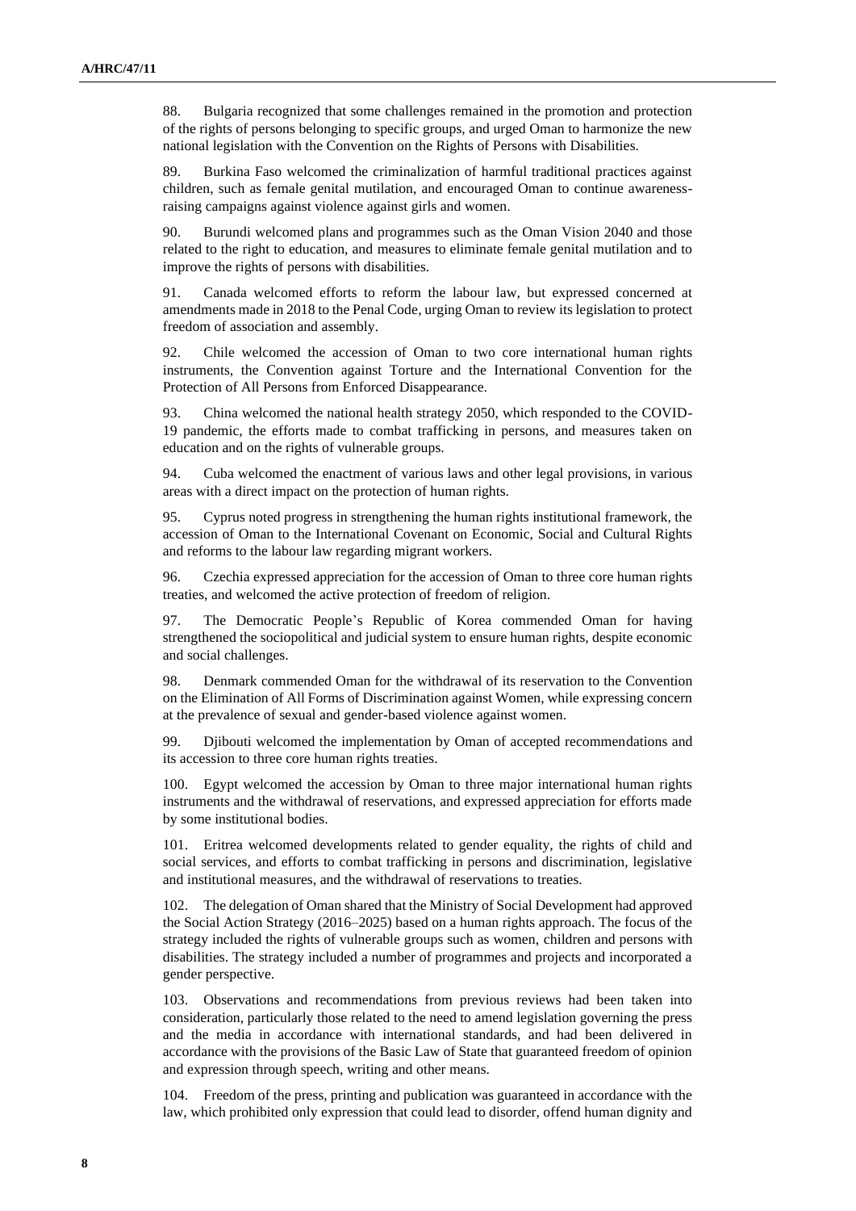88. Bulgaria recognized that some challenges remained in the promotion and protection of the rights of persons belonging to specific groups, and urged Oman to harmonize the new national legislation with the Convention on the Rights of Persons with Disabilities.

89. Burkina Faso welcomed the criminalization of harmful traditional practices against children, such as female genital mutilation, and encouraged Oman to continue awareness-raising campaigns against violence against girls and women.

90. Burundi welcomed plans and programmes such as the Oman Vision 2040 and those related to the right to education, and measures to eliminate female genital mutilation and to improve the rights of persons with disabilities.

91. Canada welcomed efforts to reform the labour law, but expressed concerned at amendments made in 2018 to the Penal Code, urging Oman to review its legislation to protect freedom of association and assembly.

92. Chile welcomed the accession of Oman to two core international human rights instruments, the Convention against Torture and the International Convention for the Protection of All Persons from Enforced Disappearance.

93. China welcomed the national health strategy 2050, which responded to the COVID-19 pandemic, the efforts made to combat trafficking in persons, and measures taken on education and on the rights of vulnerable groups.

94. Cuba welcomed the enactment of various laws and other legal provisions, in various areas with a direct impact on the protection of human rights.

95. Cyprus noted progress in strengthening the human rights institutional framework, the accession of Oman to the International Covenant on Economic, Social and Cultural Rights and reforms to the labour law regarding migrant workers.

96. Czechia expressed appreciation for the accession of Oman to three core human rights treaties, and welcomed the active protection of freedom of religion.

97. The Democratic People's Republic of Korea commended Oman for having strengthened the sociopolitical and judicial system to ensure human rights, despite economic and social challenges.

98. Denmark commended Oman for the withdrawal of its reservation to the Convention on the Elimination of All Forms of Discrimination against Women, while expressing concern at the prevalence of sexual and gender-based violence against women.

99. Djibouti welcomed the implementation by Oman of accepted recommendations and its accession to three core human rights treaties.

100. Egypt welcomed the accession by Oman to three major international human rights instruments and the withdrawal of reservations, and expressed appreciation for efforts made by some institutional bodies.

101. Eritrea welcomed developments related to gender equality, the rights of child and social services, and efforts to combat trafficking in persons and discrimination, legislative and institutional measures, and the withdrawal of reservations to treaties.

102. The delegation of Oman shared that the Ministry of Social Development had approved the Social Action Strategy (2016–2025) based on a human rights approach. The focus of the strategy included the rights of vulnerable groups such as women, children and persons with disabilities. The strategy included a number of programmes and projects and incorporated a gender perspective.

103. Observations and recommendations from previous reviews had been taken into consideration, particularly those related to the need to amend legislation governing the press and the media in accordance with international standards, and had been delivered in accordance with the provisions of the Basic Law of State that guaranteed freedom of opinion and expression through speech, writing and other means.

104. Freedom of the press, printing and publication was guaranteed in accordance with the law, which prohibited only expression that could lead to disorder, offend human dignity and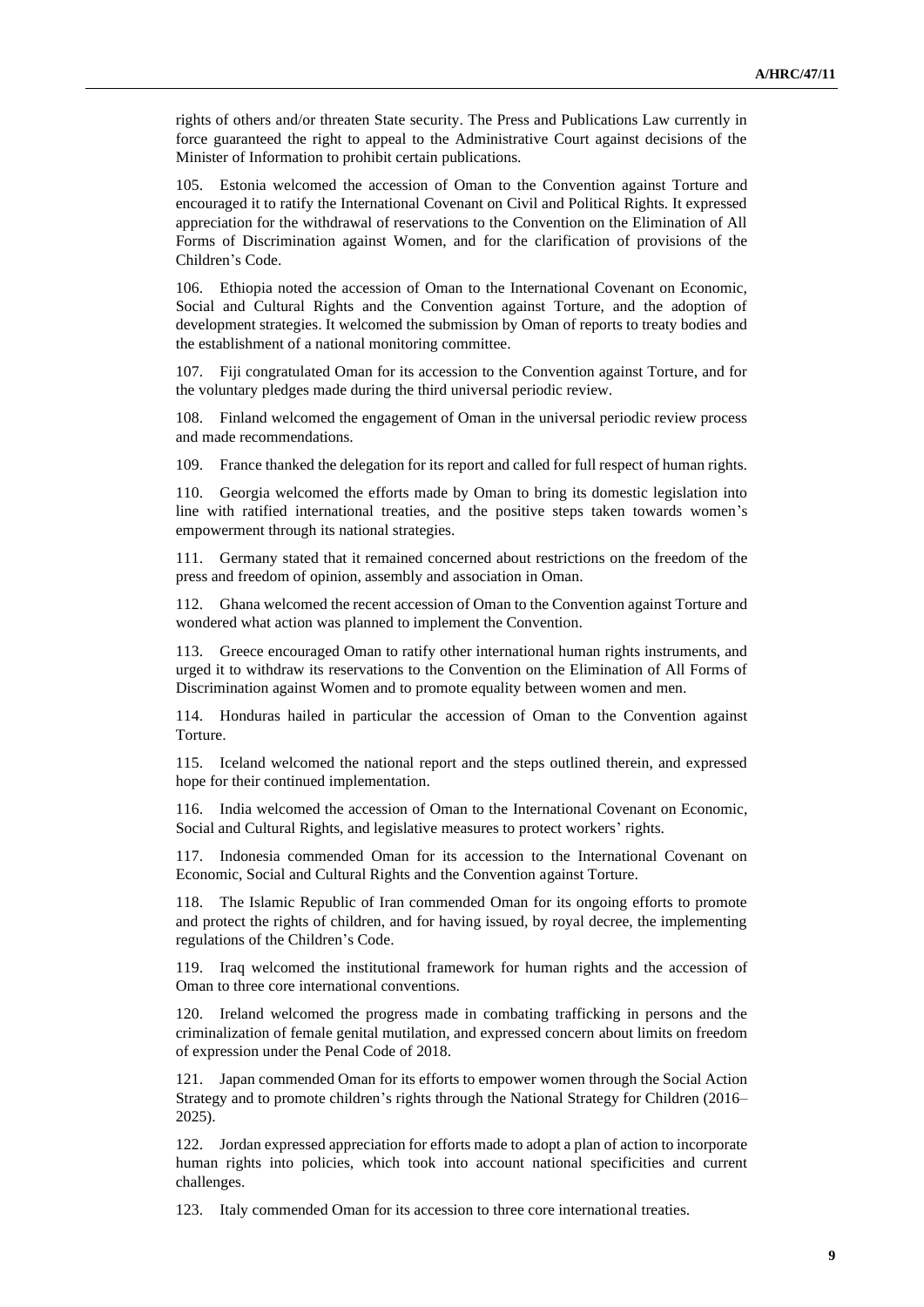rights of others and/or threaten State security. The Press and Publications Law currently in force guaranteed the right to appeal to the Administrative Court against decisions of the Minister of Information to prohibit certain publications.

105. Estonia welcomed the accession of Oman to the Convention against Torture and encouraged it to ratify the International Covenant on Civil and Political Rights. It expressed appreciation for the withdrawal of reservations to the Convention on the Elimination of All Forms of Discrimination against Women, and for the clarification of provisions of the Children's Code.

106. Ethiopia noted the accession of Oman to the International Covenant on Economic, Social and Cultural Rights and the Convention against Torture, and the adoption of development strategies. It welcomed the submission by Oman of reports to treaty bodies and the establishment of a national monitoring committee.

107. Fiji congratulated Oman for its accession to the Convention against Torture, and for the voluntary pledges made during the third universal periodic review.

108. Finland welcomed the engagement of Oman in the universal periodic review process and made recommendations.

109. France thanked the delegation for its report and called for full respect of human rights.

110. Georgia welcomed the efforts made by Oman to bring its domestic legislation into line with ratified international treaties, and the positive steps taken towards women's empowerment through its national strategies.

111. Germany stated that it remained concerned about restrictions on the freedom of the press and freedom of opinion, assembly and association in Oman.

112. Ghana welcomed the recent accession of Oman to the Convention against Torture and wondered what action was planned to implement the Convention.

113. Greece encouraged Oman to ratify other international human rights instruments, and urged it to withdraw its reservations to the Convention on the Elimination of All Forms of Discrimination against Women and to promote equality between women and men.

114. Honduras hailed in particular the accession of Oman to the Convention against Torture.

115. Iceland welcomed the national report and the steps outlined therein, and expressed hope for their continued implementation.

116. India welcomed the accession of Oman to the International Covenant on Economic, Social and Cultural Rights, and legislative measures to protect workers' rights.

117. Indonesia commended Oman for its accession to the International Covenant on Economic, Social and Cultural Rights and the Convention against Torture.

118. The Islamic Republic of Iran commended Oman for its ongoing efforts to promote and protect the rights of children, and for having issued, by royal decree, the implementing regulations of the Children's Code.

119. Iraq welcomed the institutional framework for human rights and the accession of Oman to three core international conventions.

120. Ireland welcomed the progress made in combating trafficking in persons and the criminalization of female genital mutilation, and expressed concern about limits on freedom of expression under the Penal Code of 2018.

121. Japan commended Oman for its efforts to empower women through the Social Action Strategy and to promote children's rights through the National Strategy for Children (2016–2025).

122. Jordan expressed appreciation for efforts made to adopt a plan of action to incorporate human rights into policies, which took into account national specificities and current challenges.

123. Italy commended Oman for its accession to three core international treaties.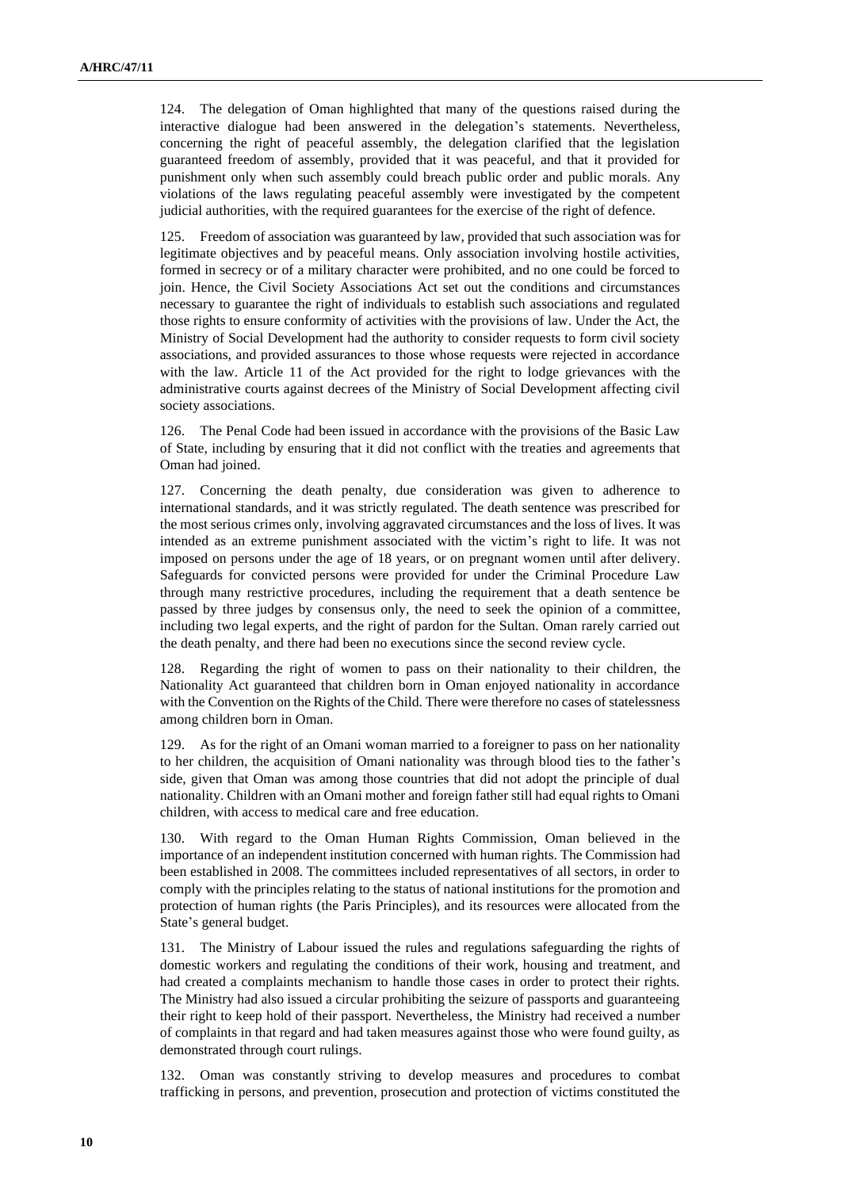124. The delegation of Oman highlighted that many of the questions raised during the interactive dialogue had been answered in the delegation's statements. Nevertheless, concerning the right of peaceful assembly, the delegation clarified that the legislation guaranteed freedom of assembly, provided that it was peaceful, and that it provided for punishment only when such assembly could breach public order and public morals. Any violations of the laws regulating peaceful assembly were investigated by the competent judicial authorities, with the required guarantees for the exercise of the right of defence.

125. Freedom of association was guaranteed by law, provided that such association was for legitimate objectives and by peaceful means. Only association involving hostile activities, formed in secrecy or of a military character were prohibited, and no one could be forced to join. Hence, the Civil Society Associations Act set out the conditions and circumstances necessary to guarantee the right of individuals to establish such associations and regulated those rights to ensure conformity of activities with the provisions of law. Under the Act, the Ministry of Social Development had the authority to consider requests to form civil society associations, and provided assurances to those whose requests were rejected in accordance with the law. Article 11 of the Act provided for the right to lodge grievances with the administrative courts against decrees of the Ministry of Social Development affecting civil society associations.

126. The Penal Code had been issued in accordance with the provisions of the Basic Law of State, including by ensuring that it did not conflict with the treaties and agreements that Oman had joined.

127. Concerning the death penalty, due consideration was given to adherence to international standards, and it was strictly regulated. The death sentence was prescribed for the most serious crimes only, involving aggravated circumstances and the loss of lives. It was intended as an extreme punishment associated with the victim's right to life. It was not imposed on persons under the age of 18 years, or on pregnant women until after delivery. Safeguards for convicted persons were provided for under the Criminal Procedure Law through many restrictive procedures, including the requirement that a death sentence be passed by three judges by consensus only, the need to seek the opinion of a committee, including two legal experts, and the right of pardon for the Sultan. Oman rarely carried out the death penalty, and there had been no executions since the second review cycle.

128. Regarding the right of women to pass on their nationality to their children, the Nationality Act guaranteed that children born in Oman enjoyed nationality in accordance with the Convention on the Rights of the Child. There were therefore no cases of statelessness among children born in Oman.

129. As for the right of an Omani woman married to a foreigner to pass on her nationality to her children, the acquisition of Omani nationality was through blood ties to the father's side, given that Oman was among those countries that did not adopt the principle of dual nationality. Children with an Omani mother and foreign father still had equal rights to Omani children, with access to medical care and free education.

130. With regard to the Oman Human Rights Commission, Oman believed in the importance of an independent institution concerned with human rights. The Commission had been established in 2008. The committees included representatives of all sectors, in order to comply with the principles relating to the status of national institutions for the promotion and protection of human rights (the Paris Principles), and its resources were allocated from the State's general budget.

131. The Ministry of Labour issued the rules and regulations safeguarding the rights of domestic workers and regulating the conditions of their work, housing and treatment, and had created a complaints mechanism to handle those cases in order to protect their rights. The Ministry had also issued a circular prohibiting the seizure of passports and guaranteeing their right to keep hold of their passport. Nevertheless, the Ministry had received a number of complaints in that regard and had taken measures against those who were found guilty, as demonstrated through court rulings.

132. Oman was constantly striving to develop measures and procedures to combat trafficking in persons, and prevention, prosecution and protection of victims constituted the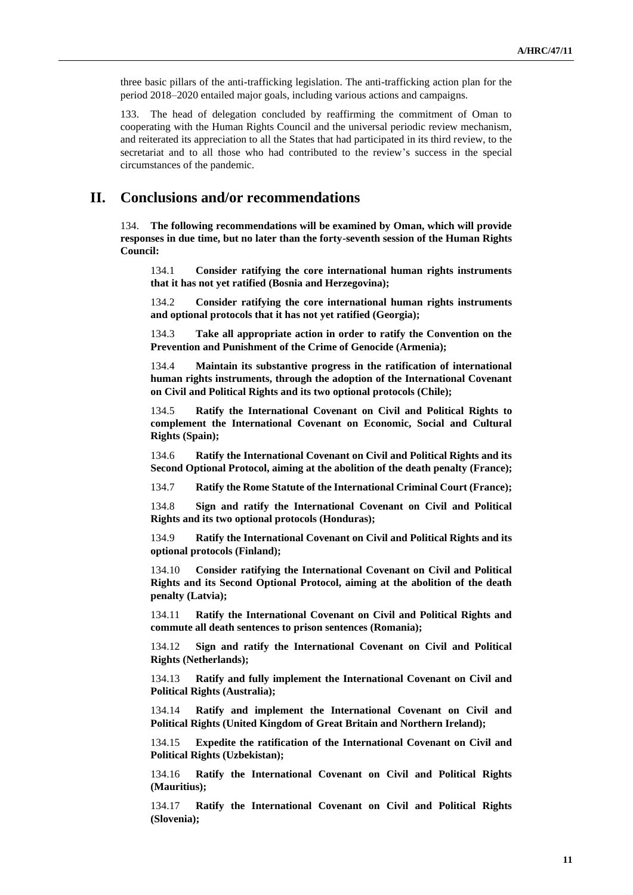three basic pillars of the anti-trafficking legislation. The anti-trafficking action plan for the period 2018–2020 entailed major goals, including various actions and campaigns.

133. The head of delegation concluded by reaffirming the commitment of Oman to cooperating with the Human Rights Council and the universal periodic review mechanism, and reiterated its appreciation to all the States that had participated in its third review, to the secretariat and to all those who had contributed to the review's success in the special circumstances of the pandemic.

## II. Conclusions and/or recommendations

134. **The following recommendations will be examined by Oman, which will provide responses in due time, but no later than the forty-seventh session of the Human Rights Council:**

134.1 **Consider ratifying the core international human rights instruments that it has not yet ratified (Bosnia and Herzegovina);**

134.2 **Consider ratifying the core international human rights instruments and optional protocols that it has not yet ratified (Georgia);**

134.3 **Take all appropriate action in order to ratify the Convention on the Prevention and Punishment of the Crime of Genocide (Armenia);**

134.4 **Maintain its substantive progress in the ratification of international human rights instruments, through the adoption of the International Covenant on Civil and Political Rights and its two optional protocols (Chile);**

134.5 **Ratify the International Covenant on Civil and Political Rights to complement the International Covenant on Economic, Social and Cultural Rights (Spain);**

134.6 **Ratify the International Covenant on Civil and Political Rights and its Second Optional Protocol, aiming at the abolition of the death penalty (France);**

134.7 **Ratify the Rome Statute of the International Criminal Court (France);**

134.8 **Sign and ratify the International Covenant on Civil and Political Rights and its two optional protocols (Honduras);**

134.9 **Ratify the International Covenant on Civil and Political Rights and its optional protocols (Finland);**

134.10 **Consider ratifying the International Covenant on Civil and Political Rights and its Second Optional Protocol, aiming at the abolition of the death penalty (Latvia);**

134.11 **Ratify the International Covenant on Civil and Political Rights and commute all death sentences to prison sentences (Romania);**

134.12 **Sign and ratify the International Covenant on Civil and Political Rights (Netherlands);**

134.13 **Ratify and fully implement the International Covenant on Civil and Political Rights (Australia);**

134.14 **Ratify and implement the International Covenant on Civil and Political Rights (United Kingdom of Great Britain and Northern Ireland);**

134.15 **Expedite the ratification of the International Covenant on Civil and Political Rights (Uzbekistan);**

134.16 **Ratify the International Covenant on Civil and Political Rights (Mauritius);**

134.17 **Ratify the International Covenant on Civil and Political Rights (Slovenia);**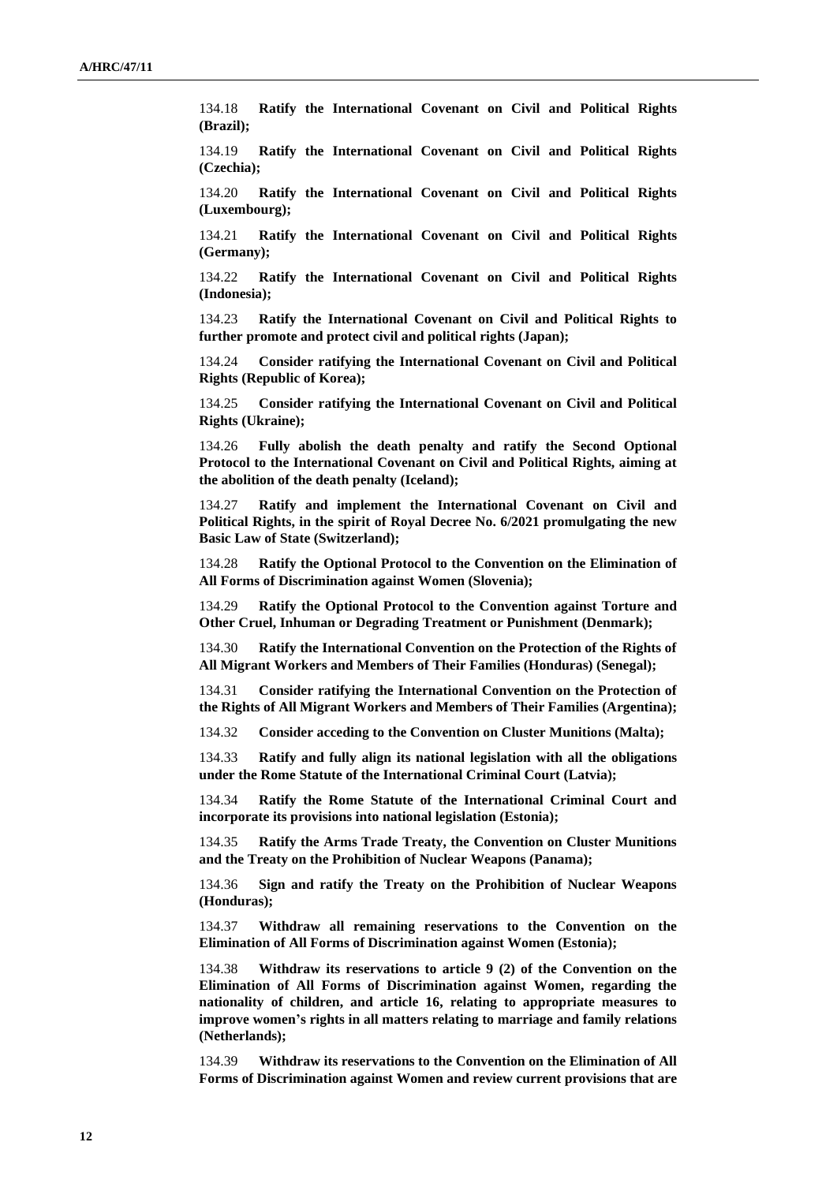134.18 **Ratify the International Covenant on Civil and Political Rights (Brazil);**

134.19 **Ratify the International Covenant on Civil and Political Rights (Czechia);**

134.20 **Ratify the International Covenant on Civil and Political Rights (Luxembourg);**

134.21 **Ratify the International Covenant on Civil and Political Rights (Germany);**

134.22 **Ratify the International Covenant on Civil and Political Rights (Indonesia);**

134.23 **Ratify the International Covenant on Civil and Political Rights to further promote and protect civil and political rights (Japan);**

134.24 **Consider ratifying the International Covenant on Civil and Political Rights (Republic of Korea);**

134.25 **Consider ratifying the International Covenant on Civil and Political Rights (Ukraine);**

134.26 **Fully abolish the death penalty and ratify the Second Optional Protocol to the International Covenant on Civil and Political Rights, aiming at the abolition of the death penalty (Iceland);**

134.27 **Ratify and implement the International Covenant on Civil and Political Rights, in the spirit of Royal Decree No. 6/2021 promulgating the new Basic Law of State (Switzerland);**

134.28 **Ratify the Optional Protocol to the Convention on the Elimination of All Forms of Discrimination against Women (Slovenia);**

134.29 **Ratify the Optional Protocol to the Convention against Torture and Other Cruel, Inhuman or Degrading Treatment or Punishment (Denmark);**

134.30 **Ratify the International Convention on the Protection of the Rights of All Migrant Workers and Members of Their Families (Honduras) (Senegal);**

134.31 **Consider ratifying the International Convention on the Protection of the Rights of All Migrant Workers and Members of Their Families (Argentina);**

134.32 **Consider acceding to the Convention on Cluster Munitions (Malta);**

134.33 **Ratify and fully align its national legislation with all the obligations under the Rome Statute of the International Criminal Court (Latvia);**

134.34 **Ratify the Rome Statute of the International Criminal Court and incorporate its provisions into national legislation (Estonia);**

134.35 **Ratify the Arms Trade Treaty, the Convention on Cluster Munitions and the Treaty on the Prohibition of Nuclear Weapons (Panama);**

134.36 **Sign and ratify the Treaty on the Prohibition of Nuclear Weapons (Honduras);**

134.37 **Withdraw all remaining reservations to the Convention on the Elimination of All Forms of Discrimination against Women (Estonia);**

134.38 **Withdraw its reservations to article 9 (2) of the Convention on the Elimination of All Forms of Discrimination against Women, regarding the nationality of children, and article 16, relating to appropriate measures to improve women's rights in all matters relating to marriage and family relations (Netherlands);**

134.39 **Withdraw its reservations to the Convention on the Elimination of All Forms of Discrimination against Women and review current provisions that are**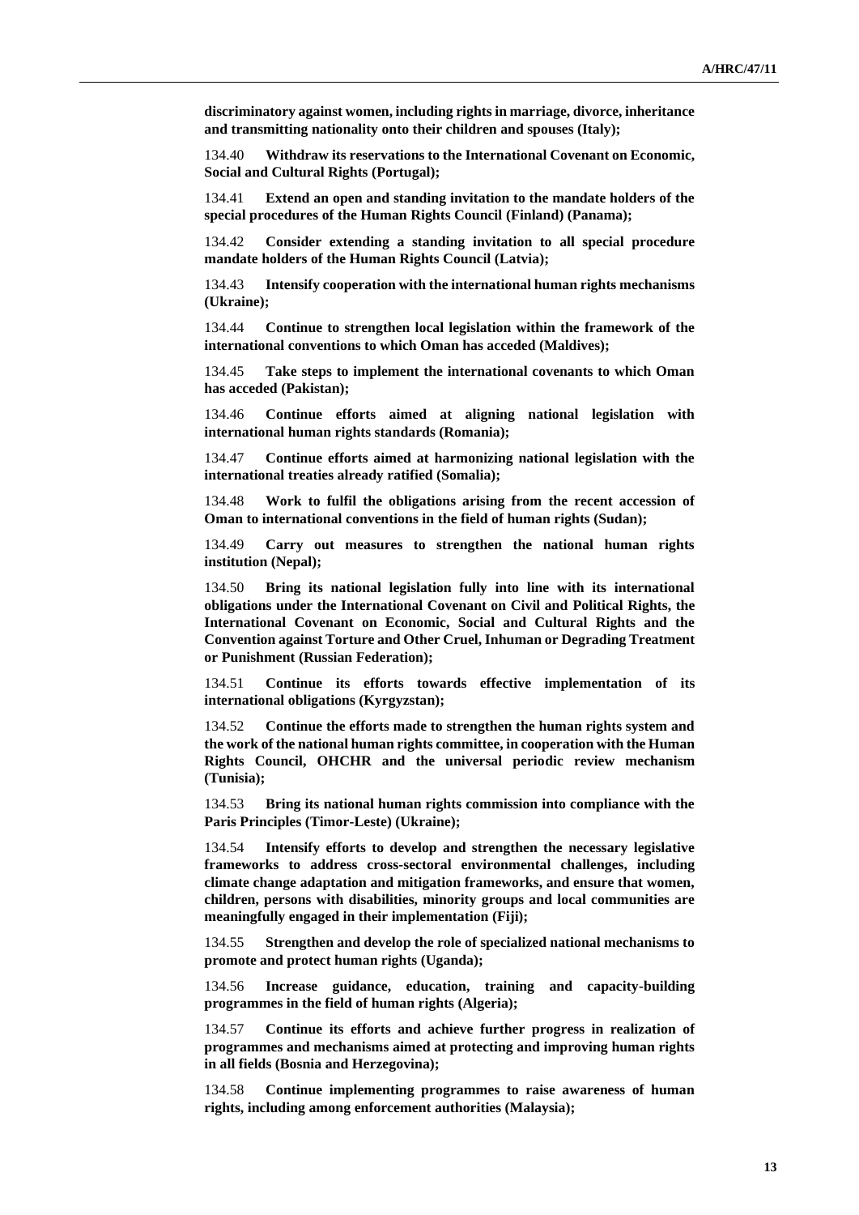**discriminatory against women, including rights in marriage, divorce, inheritance and transmitting nationality onto their children and spouses (Italy);**

134.40 **Withdraw its reservations to the International Covenant on Economic, Social and Cultural Rights (Portugal);**

134.41 **Extend an open and standing invitation to the mandate holders of the special procedures of the Human Rights Council (Finland) (Panama);**

134.42 **Consider extending a standing invitation to all special procedure mandate holders of the Human Rights Council (Latvia);**

134.43 **Intensify cooperation with the international human rights mechanisms (Ukraine);**

134.44 **Continue to strengthen local legislation within the framework of the international conventions to which Oman has acceded (Maldives);**

134.45 **Take steps to implement the international covenants to which Oman has acceded (Pakistan);**

134.46 **Continue efforts aimed at aligning national legislation with international human rights standards (Romania);**

134.47 **Continue efforts aimed at harmonizing national legislation with the international treaties already ratified (Somalia);**

134.48 **Work to fulfil the obligations arising from the recent accession of Oman to international conventions in the field of human rights (Sudan);**

134.49 **Carry out measures to strengthen the national human rights institution (Nepal);**

134.50 **Bring its national legislation fully into line with its international obligations under the International Covenant on Civil and Political Rights, the International Covenant on Economic, Social and Cultural Rights and the Convention against Torture and Other Cruel, Inhuman or Degrading Treatment or Punishment (Russian Federation);**

134.51 **Continue its efforts towards effective implementation of its international obligations (Kyrgyzstan);**

134.52 **Continue the efforts made to strengthen the human rights system and the work of the national human rights committee, in cooperation with the Human Rights Council, OHCHR and the universal periodic review mechanism (Tunisia);**

134.53 **Bring its national human rights commission into compliance with the Paris Principles (Timor-Leste) (Ukraine);**

134.54 **Intensify efforts to develop and strengthen the necessary legislative frameworks to address cross-sectoral environmental challenges, including climate change adaptation and mitigation frameworks, and ensure that women, children, persons with disabilities, minority groups and local communities are meaningfully engaged in their implementation (Fiji);**

134.55 **Strengthen and develop the role of specialized national mechanisms to promote and protect human rights (Uganda);**

134.56 **Increase guidance, education, training and capacity-building programmes in the field of human rights (Algeria);**

134.57 **Continue its efforts and achieve further progress in realization of programmes and mechanisms aimed at protecting and improving human rights in all fields (Bosnia and Herzegovina);**

134.58 **Continue implementing programmes to raise awareness of human rights, including among enforcement authorities (Malaysia);**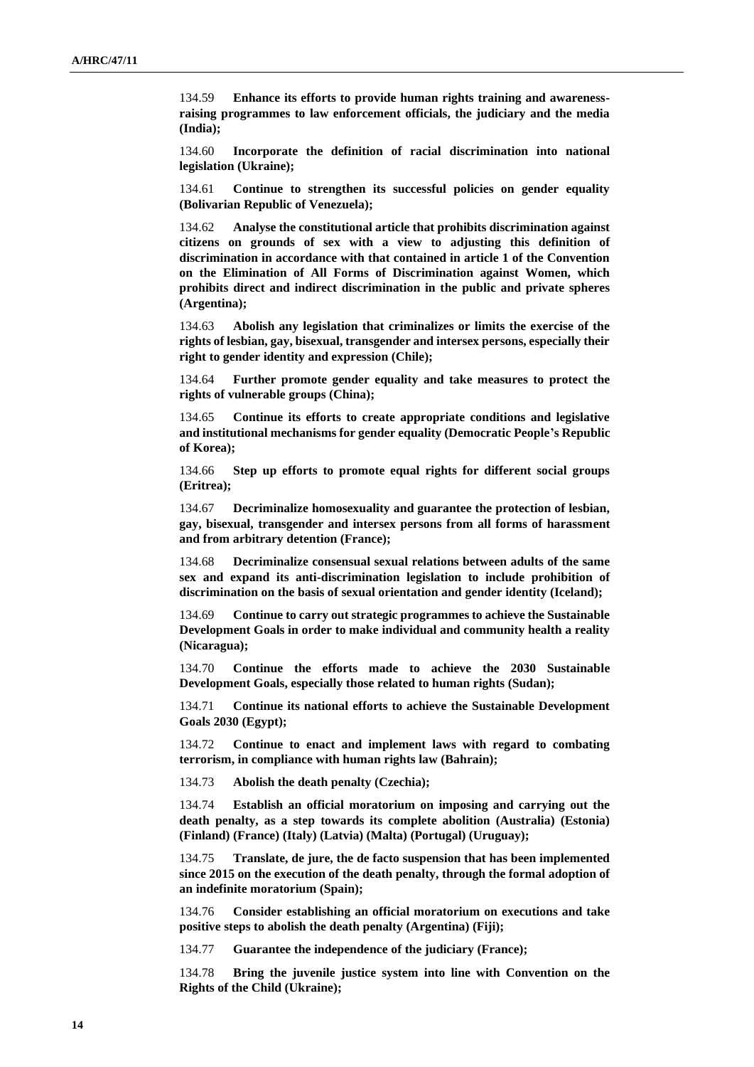134.59 **Enhance its efforts to provide human rights training and awareness-raising programmes to law enforcement officials, the judiciary and the media (India);**

134.60 **Incorporate the definition of racial discrimination into national legislation (Ukraine);**

134.61 **Continue to strengthen its successful policies on gender equality (Bolivarian Republic of Venezuela);**

134.62 **Analyse the constitutional article that prohibits discrimination against citizens on grounds of sex with a view to adjusting this definition of discrimination in accordance with that contained in article 1 of the Convention on the Elimination of All Forms of Discrimination against Women, which prohibits direct and indirect discrimination in the public and private spheres (Argentina);**

134.63 **Abolish any legislation that criminalizes or limits the exercise of the rights of lesbian, gay, bisexual, transgender and intersex persons, especially their right to gender identity and expression (Chile);**

134.64 **Further promote gender equality and take measures to protect the rights of vulnerable groups (China);**

134.65 **Continue its efforts to create appropriate conditions and legislative and institutional mechanisms for gender equality (Democratic People's Republic of Korea);**

134.66 **Step up efforts to promote equal rights for different social groups (Eritrea);**

134.67 **Decriminalize homosexuality and guarantee the protection of lesbian, gay, bisexual, transgender and intersex persons from all forms of harassment and from arbitrary detention (France);**

134.68 **Decriminalize consensual sexual relations between adults of the same sex and expand its anti-discrimination legislation to include prohibition of discrimination on the basis of sexual orientation and gender identity (Iceland);**

134.69 **Continue to carry out strategic programmes to achieve the Sustainable Development Goals in order to make individual and community health a reality (Nicaragua);**

134.70 **Continue the efforts made to achieve the 2030 Sustainable Development Goals, especially those related to human rights (Sudan);**

134.71 **Continue its national efforts to achieve the Sustainable Development Goals 2030 (Egypt);**

134.72 **Continue to enact and implement laws with regard to combating terrorism, in compliance with human rights law (Bahrain);**

134.73 **Abolish the death penalty (Czechia);**

134.74 **Establish an official moratorium on imposing and carrying out the death penalty, as a step towards its complete abolition (Australia) (Estonia) (Finland) (France) (Italy) (Latvia) (Malta) (Portugal) (Uruguay);**

134.75 **Translate, de jure, the de facto suspension that has been implemented since 2015 on the execution of the death penalty, through the formal adoption of an indefinite moratorium (Spain);**

134.76 **Consider establishing an official moratorium on executions and take positive steps to abolish the death penalty (Argentina) (Fiji);**

134.77 **Guarantee the independence of the judiciary (France);**

134.78 **Bring the juvenile justice system into line with Convention on the Rights of the Child (Ukraine);**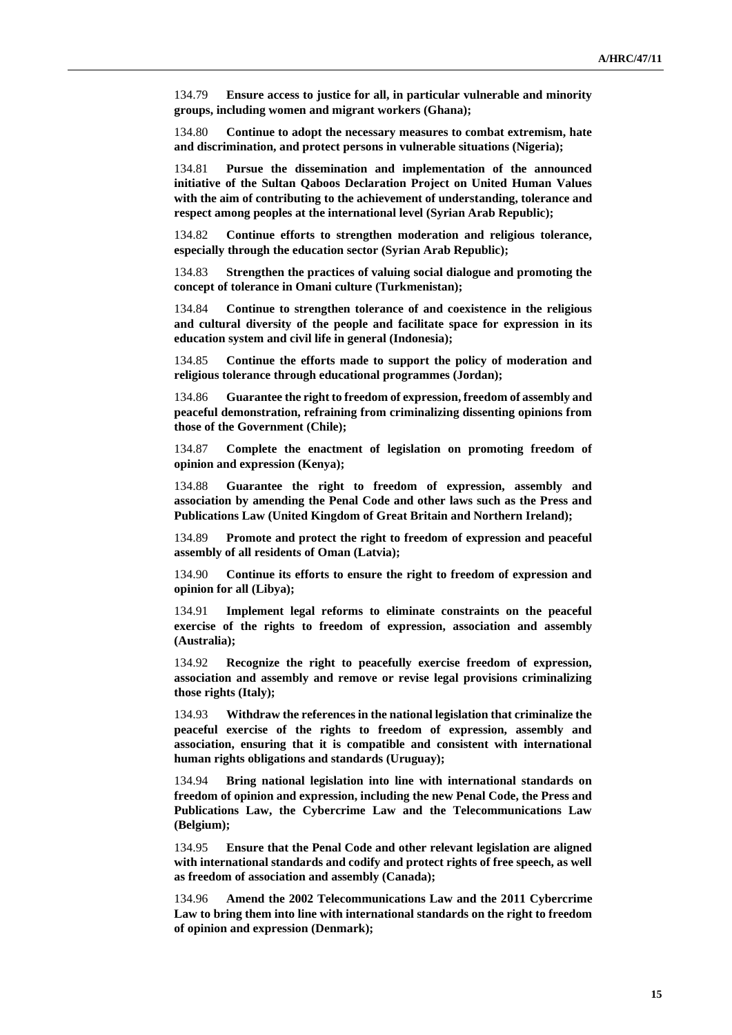134.79 **Ensure access to justice for all, in particular vulnerable and minority groups, including women and migrant workers (Ghana);**

134.80 **Continue to adopt the necessary measures to combat extremism, hate and discrimination, and protect persons in vulnerable situations (Nigeria);**

134.81 **Pursue the dissemination and implementation of the announced initiative of the Sultan Qaboos Declaration Project on United Human Values with the aim of contributing to the achievement of understanding, tolerance and respect among peoples at the international level (Syrian Arab Republic);**

134.82 **Continue efforts to strengthen moderation and religious tolerance, especially through the education sector (Syrian Arab Republic);**

134.83 **Strengthen the practices of valuing social dialogue and promoting the concept of tolerance in Omani culture (Turkmenistan);**

134.84 **Continue to strengthen tolerance of and coexistence in the religious and cultural diversity of the people and facilitate space for expression in its education system and civil life in general (Indonesia);**

134.85 **Continue the efforts made to support the policy of moderation and religious tolerance through educational programmes (Jordan);**

134.86 **Guarantee the right to freedom of expression, freedom of assembly and peaceful demonstration, refraining from criminalizing dissenting opinions from those of the Government (Chile);**

134.87 **Complete the enactment of legislation on promoting freedom of opinion and expression (Kenya);**

134.88 **Guarantee the right to freedom of expression, assembly and association by amending the Penal Code and other laws such as the Press and Publications Law (United Kingdom of Great Britain and Northern Ireland);**

134.89 **Promote and protect the right to freedom of expression and peaceful assembly of all residents of Oman (Latvia);**

134.90 **Continue its efforts to ensure the right to freedom of expression and opinion for all (Libya);**

134.91 **Implement legal reforms to eliminate constraints on the peaceful exercise of the rights to freedom of expression, association and assembly (Australia);**

134.92 **Recognize the right to peacefully exercise freedom of expression, association and assembly and remove or revise legal provisions criminalizing those rights (Italy);**

134.93 **Withdraw the references in the national legislation that criminalize the peaceful exercise of the rights to freedom of expression, assembly and association, ensuring that it is compatible and consistent with international human rights obligations and standards (Uruguay);**

134.94 **Bring national legislation into line with international standards on freedom of opinion and expression, including the new Penal Code, the Press and Publications Law, the Cybercrime Law and the Telecommunications Law (Belgium);**

134.95 **Ensure that the Penal Code and other relevant legislation are aligned with international standards and codify and protect rights of free speech, as well as freedom of association and assembly (Canada);**

134.96 **Amend the 2002 Telecommunications Law and the 2011 Cybercrime Law to bring them into line with international standards on the right to freedom of opinion and expression (Denmark);**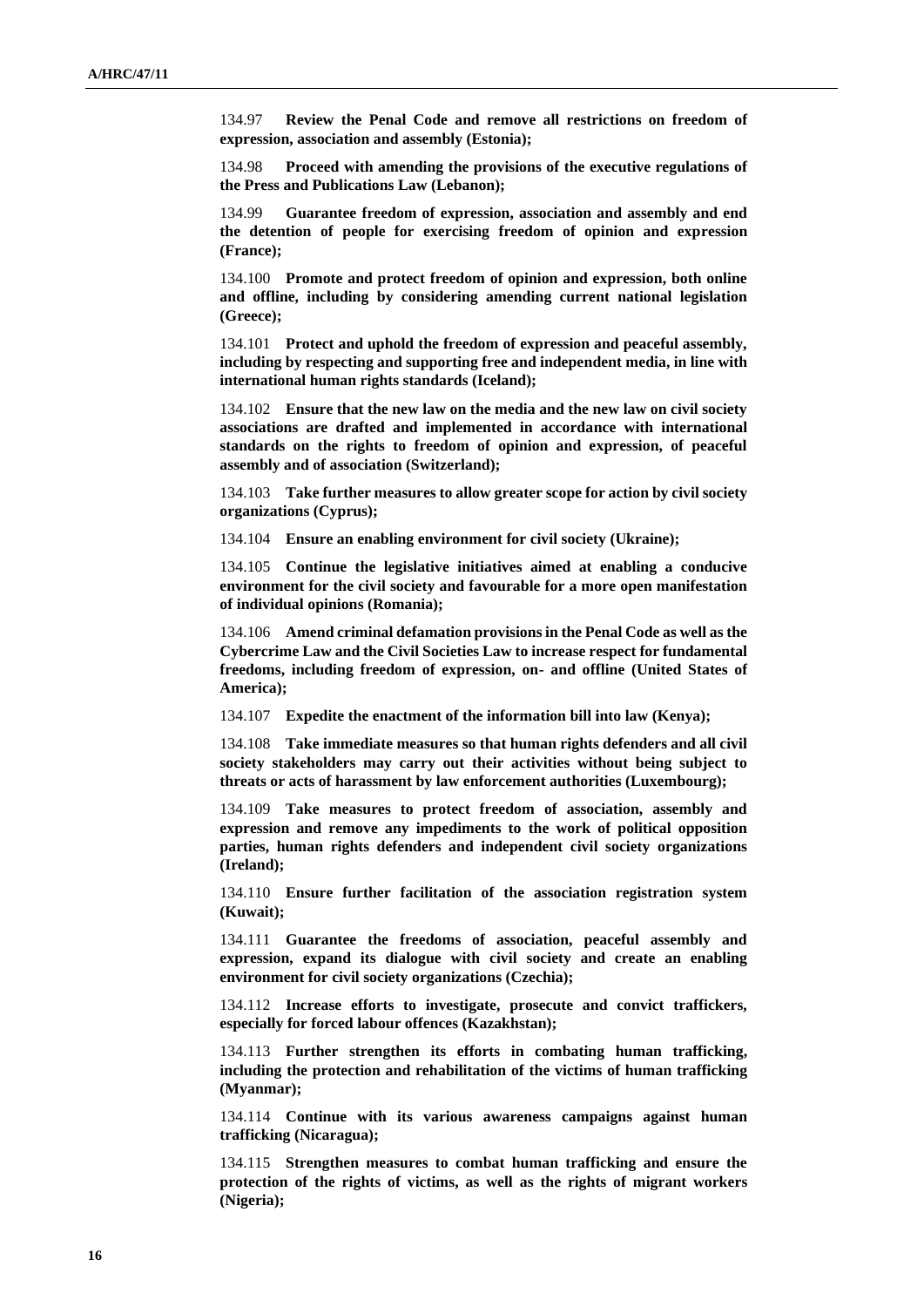134.97 **Review the Penal Code and remove all restrictions on freedom of expression, association and assembly (Estonia);**

134.98 **Proceed with amending the provisions of the executive regulations of the Press and Publications Law (Lebanon);**

134.99 **Guarantee freedom of expression, association and assembly and end the detention of people for exercising freedom of opinion and expression (France);**

134.100 **Promote and protect freedom of opinion and expression, both online and offline, including by considering amending current national legislation (Greece);**

134.101 **Protect and uphold the freedom of expression and peaceful assembly, including by respecting and supporting free and independent media, in line with international human rights standards (Iceland);**

134.102 **Ensure that the new law on the media and the new law on civil society associations are drafted and implemented in accordance with international standards on the rights to freedom of opinion and expression, of peaceful assembly and of association (Switzerland);**

134.103 **Take further measures to allow greater scope for action by civil society organizations (Cyprus);**

134.104 **Ensure an enabling environment for civil society (Ukraine);**

134.105 **Continue the legislative initiatives aimed at enabling a conducive environment for the civil society and favourable for a more open manifestation of individual opinions (Romania);**

134.106 **Amend criminal defamation provisions in the Penal Code as well as the Cybercrime Law and the Civil Societies Law to increase respect for fundamental freedoms, including freedom of expression, on- and offline (United States of America);**

134.107 **Expedite the enactment of the information bill into law (Kenya);**

134.108 **Take immediate measures so that human rights defenders and all civil society stakeholders may carry out their activities without being subject to threats or acts of harassment by law enforcement authorities (Luxembourg);**

134.109 **Take measures to protect freedom of association, assembly and expression and remove any impediments to the work of political opposition parties, human rights defenders and independent civil society organizations (Ireland);**

134.110 **Ensure further facilitation of the association registration system (Kuwait);**

134.111 **Guarantee the freedoms of association, peaceful assembly and expression, expand its dialogue with civil society and create an enabling environment for civil society organizations (Czechia);**

134.112 **Increase efforts to investigate, prosecute and convict traffickers, especially for forced labour offences (Kazakhstan);**

134.113 **Further strengthen its efforts in combating human trafficking, including the protection and rehabilitation of the victims of human trafficking (Myanmar);**

134.114 **Continue with its various awareness campaigns against human trafficking (Nicaragua);**

134.115 **Strengthen measures to combat human trafficking and ensure the protection of the rights of victims, as well as the rights of migrant workers (Nigeria);**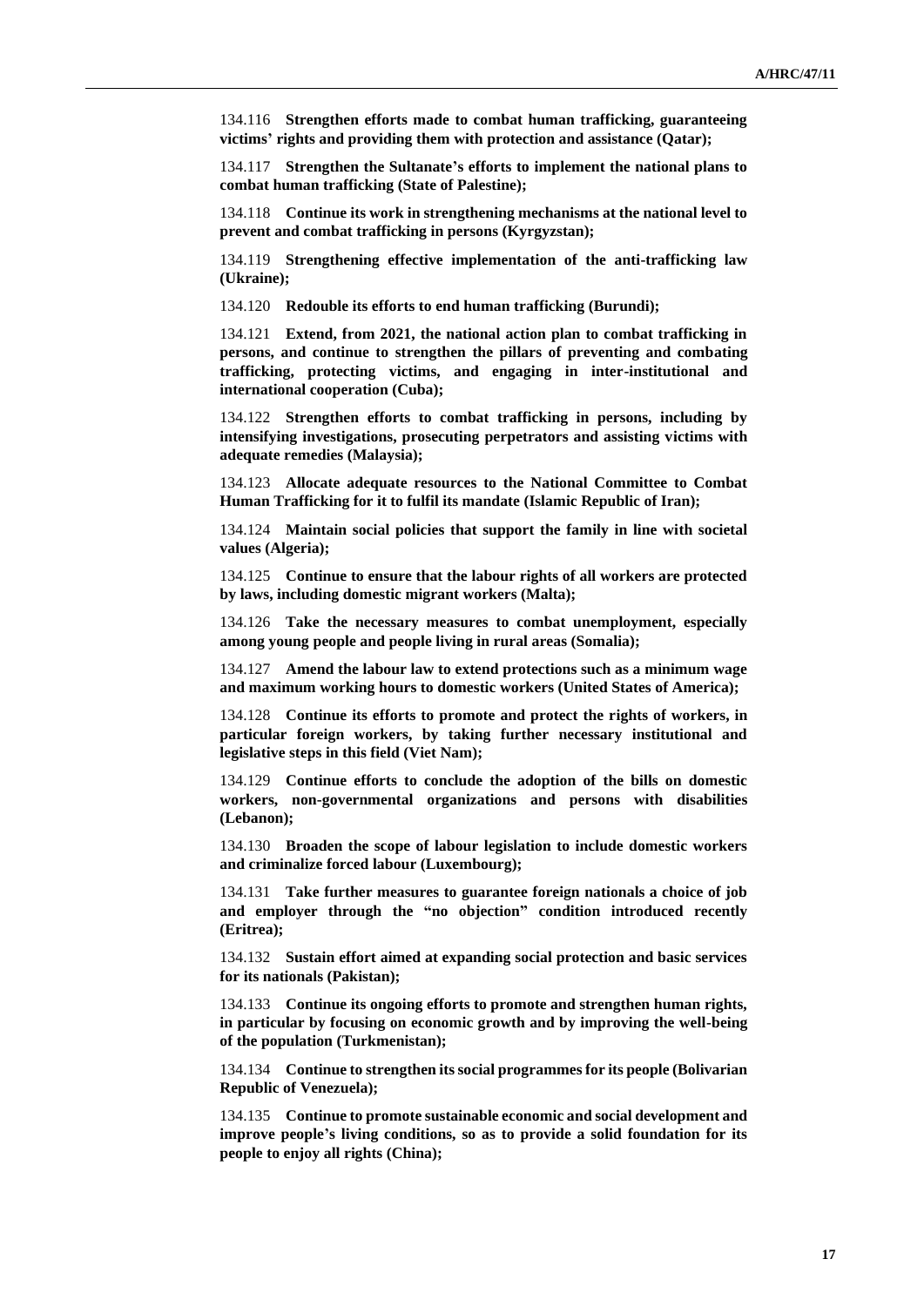134.116 **Strengthen efforts made to combat human trafficking, guaranteeing victims' rights and providing them with protection and assistance (Qatar);**

134.117 **Strengthen the Sultanate's efforts to implement the national plans to combat human trafficking (State of Palestine);**

134.118 **Continue its work in strengthening mechanisms at the national level to prevent and combat trafficking in persons (Kyrgyzstan);**

134.119 **Strengthening effective implementation of the anti-trafficking law (Ukraine);**

134.120 **Redouble its efforts to end human trafficking (Burundi);**

134.121 **Extend, from 2021, the national action plan to combat trafficking in persons, and continue to strengthen the pillars of preventing and combating trafficking, protecting victims, and engaging in inter-institutional and international cooperation (Cuba);**

134.122 **Strengthen efforts to combat trafficking in persons, including by intensifying investigations, prosecuting perpetrators and assisting victims with adequate remedies (Malaysia);**

134.123 **Allocate adequate resources to the National Committee to Combat Human Trafficking for it to fulfil its mandate (Islamic Republic of Iran);**

134.124 **Maintain social policies that support the family in line with societal values (Algeria);**

134.125 **Continue to ensure that the labour rights of all workers are protected by laws, including domestic migrant workers (Malta);**

134.126 **Take the necessary measures to combat unemployment, especially among young people and people living in rural areas (Somalia);**

134.127 **Amend the labour law to extend protections such as a minimum wage and maximum working hours to domestic workers (United States of America);**

134.128 **Continue its efforts to promote and protect the rights of workers, in particular foreign workers, by taking further necessary institutional and legislative steps in this field (Viet Nam);**

134.129 **Continue efforts to conclude the adoption of the bills on domestic workers, non-governmental organizations and persons with disabilities (Lebanon);**

134.130 **Broaden the scope of labour legislation to include domestic workers and criminalize forced labour (Luxembourg);**

134.131 **Take further measures to guarantee foreign nationals a choice of job and employer through the "no objection" condition introduced recently (Eritrea);**

134.132 **Sustain effort aimed at expanding social protection and basic services for its nationals (Pakistan);**

134.133 **Continue its ongoing efforts to promote and strengthen human rights, in particular by focusing on economic growth and by improving the well-being of the population (Turkmenistan);**

134.134 **Continue to strengthen its social programmes for its people (Bolivarian Republic of Venezuela);**

134.135 **Continue to promote sustainable economic and social development and improve people's living conditions, so as to provide a solid foundation for its people to enjoy all rights (China);**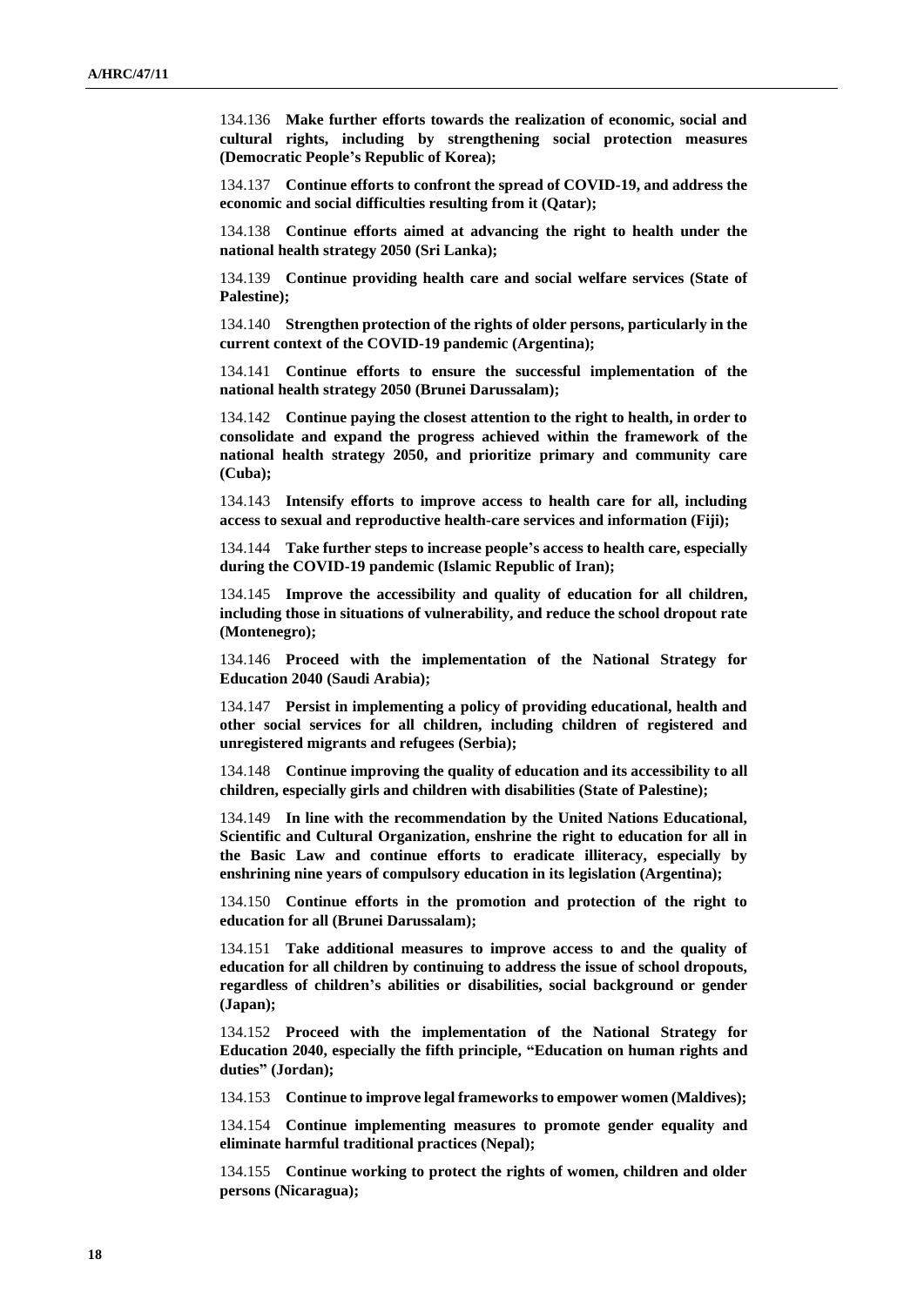134.136 **Make further efforts towards the realization of economic, social and cultural rights, including by strengthening social protection measures (Democratic People's Republic of Korea);**

134.137 **Continue efforts to confront the spread of COVID-19, and address the economic and social difficulties resulting from it (Qatar);**

134.138 **Continue efforts aimed at advancing the right to health under the national health strategy 2050 (Sri Lanka);**

134.139 **Continue providing health care and social welfare services (State of Palestine);**

134.140 **Strengthen protection of the rights of older persons, particularly in the current context of the COVID-19 pandemic (Argentina);**

134.141 **Continue efforts to ensure the successful implementation of the national health strategy 2050 (Brunei Darussalam);**

134.142 **Continue paying the closest attention to the right to health, in order to consolidate and expand the progress achieved within the framework of the national health strategy 2050, and prioritize primary and community care (Cuba);**

134.143 **Intensify efforts to improve access to health care for all, including access to sexual and reproductive health-care services and information (Fiji);**

134.144 **Take further steps to increase people's access to health care, especially during the COVID-19 pandemic (Islamic Republic of Iran);**

134.145 **Improve the accessibility and quality of education for all children, including those in situations of vulnerability, and reduce the school dropout rate (Montenegro);**

134.146 **Proceed with the implementation of the National Strategy for Education 2040 (Saudi Arabia);**

134.147 **Persist in implementing a policy of providing educational, health and other social services for all children, including children of registered and unregistered migrants and refugees (Serbia);**

134.148 **Continue improving the quality of education and its accessibility to all children, especially girls and children with disabilities (State of Palestine);**

134.149 **In line with the recommendation by the United Nations Educational, Scientific and Cultural Organization, enshrine the right to education for all in the Basic Law and continue efforts to eradicate illiteracy, especially by enshrining nine years of compulsory education in its legislation (Argentina);**

134.150 **Continue efforts in the promotion and protection of the right to education for all (Brunei Darussalam);**

134.151 **Take additional measures to improve access to and the quality of education for all children by continuing to address the issue of school dropouts, regardless of children's abilities or disabilities, social background or gender (Japan);**

134.152 **Proceed with the implementation of the National Strategy for Education 2040, especially the fifth principle, "Education on human rights and duties" (Jordan);**

134.153 **Continue to improve legal frameworks to empower women (Maldives);**

134.154 **Continue implementing measures to promote gender equality and eliminate harmful traditional practices (Nepal);**

134.155 **Continue working to protect the rights of women, children and older persons (Nicaragua);**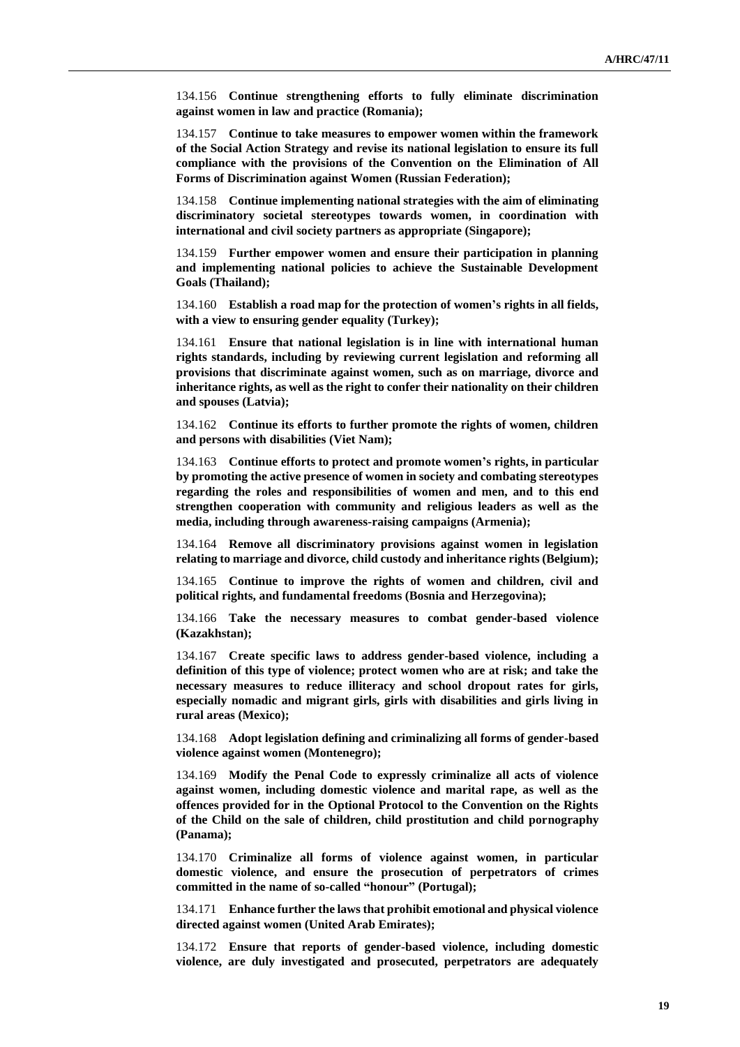134.156 **Continue strengthening efforts to fully eliminate discrimination against women in law and practice (Romania);**

134.157 **Continue to take measures to empower women within the framework of the Social Action Strategy and revise its national legislation to ensure its full compliance with the provisions of the Convention on the Elimination of All Forms of Discrimination against Women (Russian Federation);**

134.158 **Continue implementing national strategies with the aim of eliminating discriminatory societal stereotypes towards women, in coordination with international and civil society partners as appropriate (Singapore);**

134.159 **Further empower women and ensure their participation in planning and implementing national policies to achieve the Sustainable Development Goals (Thailand);**

134.160 **Establish a road map for the protection of women's rights in all fields, with a view to ensuring gender equality (Turkey);**

134.161 **Ensure that national legislation is in line with international human rights standards, including by reviewing current legislation and reforming all provisions that discriminate against women, such as on marriage, divorce and inheritance rights, as well as the right to confer their nationality on their children and spouses (Latvia);**

134.162 **Continue its efforts to further promote the rights of women, children and persons with disabilities (Viet Nam);**

134.163 **Continue efforts to protect and promote women's rights, in particular by promoting the active presence of women in society and combating stereotypes regarding the roles and responsibilities of women and men, and to this end strengthen cooperation with community and religious leaders as well as the media, including through awareness-raising campaigns (Armenia);**

134.164 **Remove all discriminatory provisions against women in legislation relating to marriage and divorce, child custody and inheritance rights (Belgium);**

134.165 **Continue to improve the rights of women and children, civil and political rights, and fundamental freedoms (Bosnia and Herzegovina);**

134.166 **Take the necessary measures to combat gender-based violence (Kazakhstan);**

134.167 **Create specific laws to address gender-based violence, including a definition of this type of violence; protect women who are at risk; and take the necessary measures to reduce illiteracy and school dropout rates for girls, especially nomadic and migrant girls, girls with disabilities and girls living in rural areas (Mexico);**

134.168 **Adopt legislation defining and criminalizing all forms of gender-based violence against women (Montenegro);**

134.169 **Modify the Penal Code to expressly criminalize all acts of violence against women, including domestic violence and marital rape, as well as the offences provided for in the Optional Protocol to the Convention on the Rights of the Child on the sale of children, child prostitution and child pornography (Panama);**

134.170 **Criminalize all forms of violence against women, in particular domestic violence, and ensure the prosecution of perpetrators of crimes committed in the name of so-called "honour" (Portugal);**

134.171 **Enhance further the laws that prohibit emotional and physical violence directed against women (United Arab Emirates);**

134.172 **Ensure that reports of gender-based violence, including domestic violence, are duly investigated and prosecuted, perpetrators are adequately**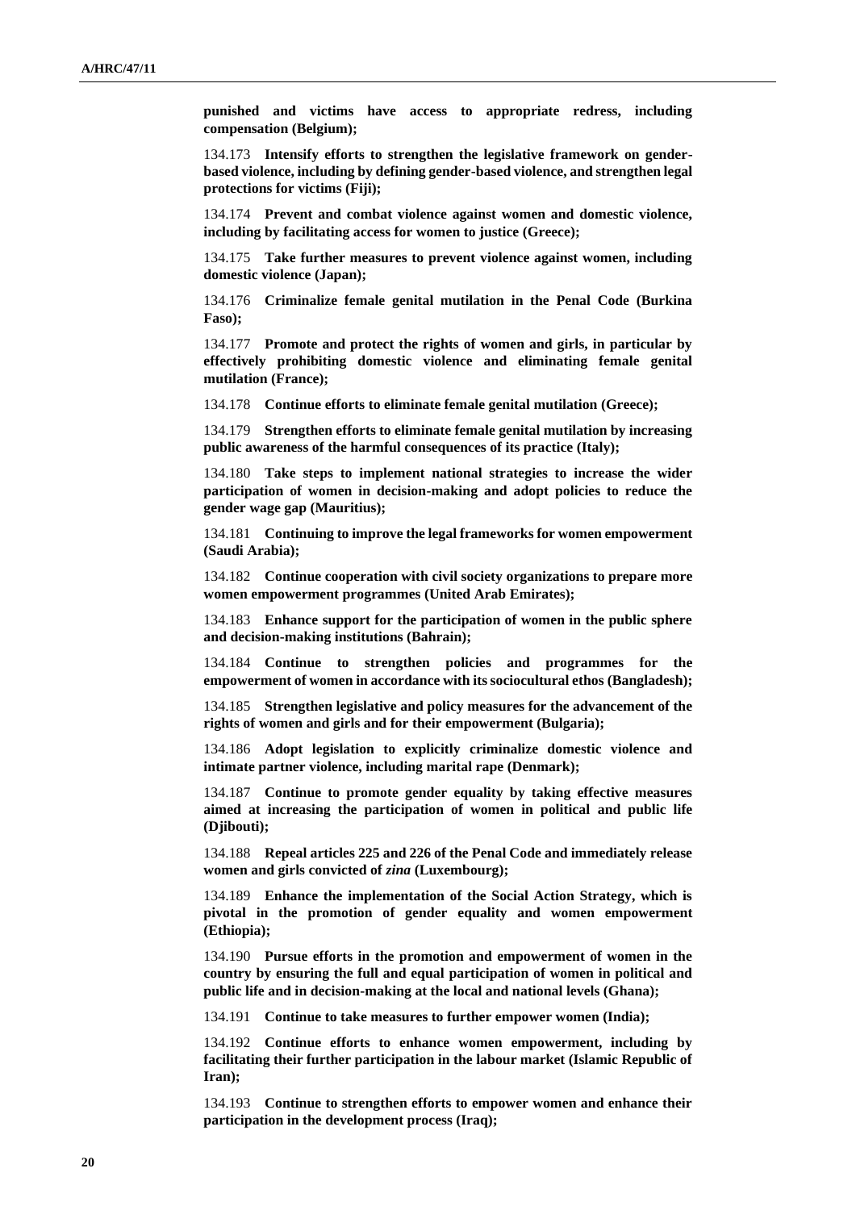**punished and victims have access to appropriate redress, including compensation (Belgium);**

134.173 **Intensify efforts to strengthen the legislative framework on gender-based violence, including by defining gender-based violence, and strengthen legal protections for victims (Fiji);**

134.174 **Prevent and combat violence against women and domestic violence, including by facilitating access for women to justice (Greece);**

134.175 **Take further measures to prevent violence against women, including domestic violence (Japan);**

134.176 **Criminalize female genital mutilation in the Penal Code (Burkina Faso);**

134.177 **Promote and protect the rights of women and girls, in particular by effectively prohibiting domestic violence and eliminating female genital mutilation (France);**

134.178 **Continue efforts to eliminate female genital mutilation (Greece);**

134.179 **Strengthen efforts to eliminate female genital mutilation by increasing public awareness of the harmful consequences of its practice (Italy);**

134.180 **Take steps to implement national strategies to increase the wider participation of women in decision-making and adopt policies to reduce the gender wage gap (Mauritius);**

134.181 **Continuing to improve the legal frameworks for women empowerment (Saudi Arabia);**

134.182 **Continue cooperation with civil society organizations to prepare more women empowerment programmes (United Arab Emirates);**

134.183 **Enhance support for the participation of women in the public sphere and decision-making institutions (Bahrain);**

134.184 **Continue to strengthen policies and programmes for the empowerment of women in accordance with its sociocultural ethos (Bangladesh);**

134.185 **Strengthen legislative and policy measures for the advancement of the rights of women and girls and for their empowerment (Bulgaria);**

134.186 **Adopt legislation to explicitly criminalize domestic violence and intimate partner violence, including marital rape (Denmark);**

134.187 **Continue to promote gender equality by taking effective measures aimed at increasing the participation of women in political and public life (Djibouti);**

134.188 **Repeal articles 225 and 226 of the Penal Code and immediately release women and girls convicted of *zina* (Luxembourg);**

134.189 **Enhance the implementation of the Social Action Strategy, which is pivotal in the promotion of gender equality and women empowerment (Ethiopia);**

134.190 **Pursue efforts in the promotion and empowerment of women in the country by ensuring the full and equal participation of women in political and public life and in decision-making at the local and national levels (Ghana);**

134.191 **Continue to take measures to further empower women (India);**

134.192 **Continue efforts to enhance women empowerment, including by facilitating their further participation in the labour market (Islamic Republic of Iran);**

134.193 **Continue to strengthen efforts to empower women and enhance their participation in the development process (Iraq);**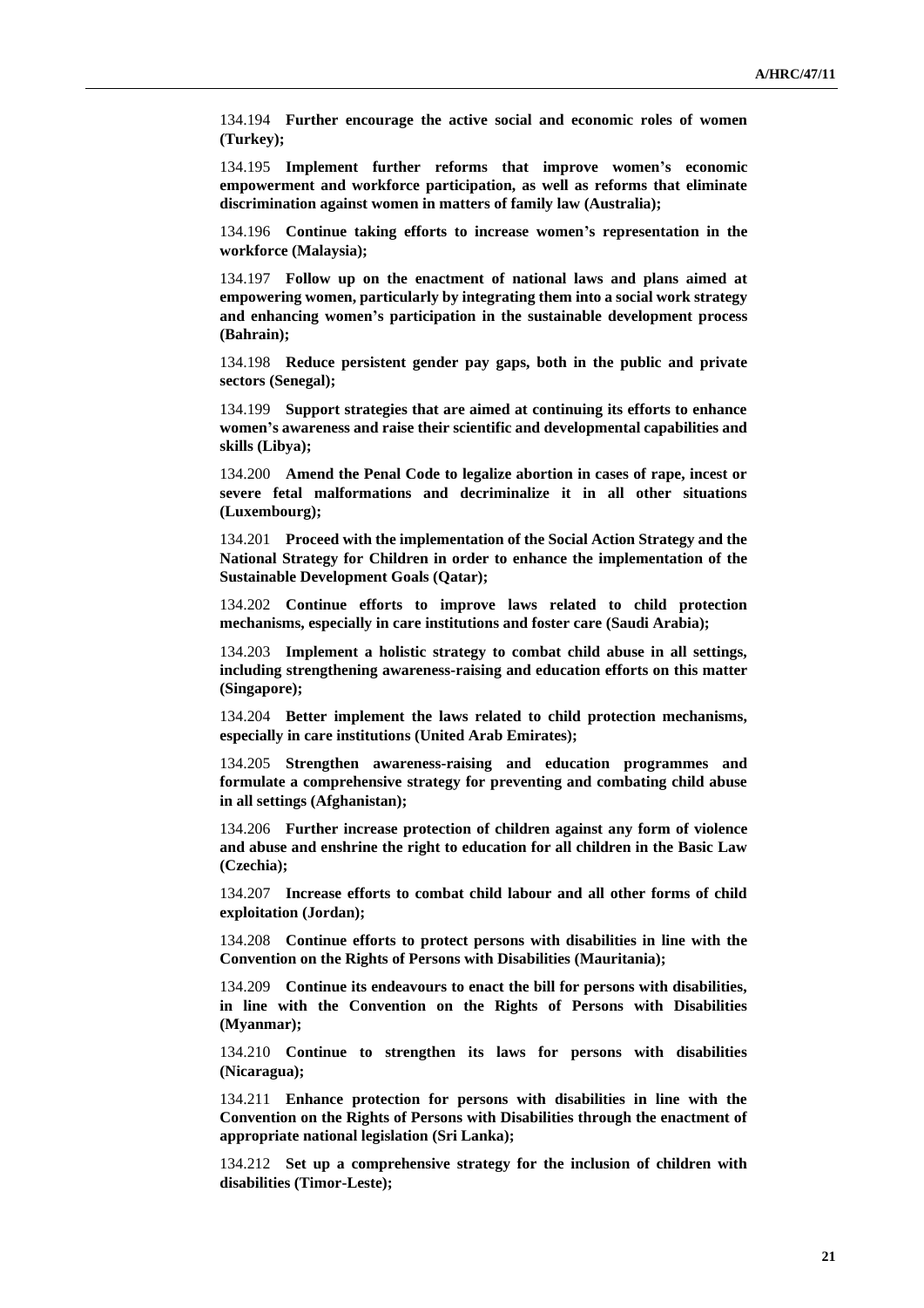134.194 **Further encourage the active social and economic roles of women (Turkey);**

134.195 **Implement further reforms that improve women's economic empowerment and workforce participation, as well as reforms that eliminate discrimination against women in matters of family law (Australia);**

134.196 **Continue taking efforts to increase women's representation in the workforce (Malaysia);**

134.197 **Follow up on the enactment of national laws and plans aimed at empowering women, particularly by integrating them into a social work strategy and enhancing women's participation in the sustainable development process (Bahrain);**

134.198 **Reduce persistent gender pay gaps, both in the public and private sectors (Senegal);**

134.199 **Support strategies that are aimed at continuing its efforts to enhance women's awareness and raise their scientific and developmental capabilities and skills (Libya);**

134.200 **Amend the Penal Code to legalize abortion in cases of rape, incest or severe fetal malformations and decriminalize it in all other situations (Luxembourg);**

134.201 **Proceed with the implementation of the Social Action Strategy and the National Strategy for Children in order to enhance the implementation of the Sustainable Development Goals (Qatar);**

134.202 **Continue efforts to improve laws related to child protection mechanisms, especially in care institutions and foster care (Saudi Arabia);**

134.203 **Implement a holistic strategy to combat child abuse in all settings, including strengthening awareness-raising and education efforts on this matter (Singapore);**

134.204 **Better implement the laws related to child protection mechanisms, especially in care institutions (United Arab Emirates);**

134.205 **Strengthen awareness-raising and education programmes and formulate a comprehensive strategy for preventing and combating child abuse in all settings (Afghanistan);**

134.206 **Further increase protection of children against any form of violence and abuse and enshrine the right to education for all children in the Basic Law (Czechia);**

134.207 **Increase efforts to combat child labour and all other forms of child exploitation (Jordan);**

134.208 **Continue efforts to protect persons with disabilities in line with the Convention on the Rights of Persons with Disabilities (Mauritania);**

134.209 **Continue its endeavours to enact the bill for persons with disabilities, in line with the Convention on the Rights of Persons with Disabilities (Myanmar);**

134.210 **Continue to strengthen its laws for persons with disabilities (Nicaragua);**

134.211 **Enhance protection for persons with disabilities in line with the Convention on the Rights of Persons with Disabilities through the enactment of appropriate national legislation (Sri Lanka);**

134.212 **Set up a comprehensive strategy for the inclusion of children with disabilities (Timor-Leste);**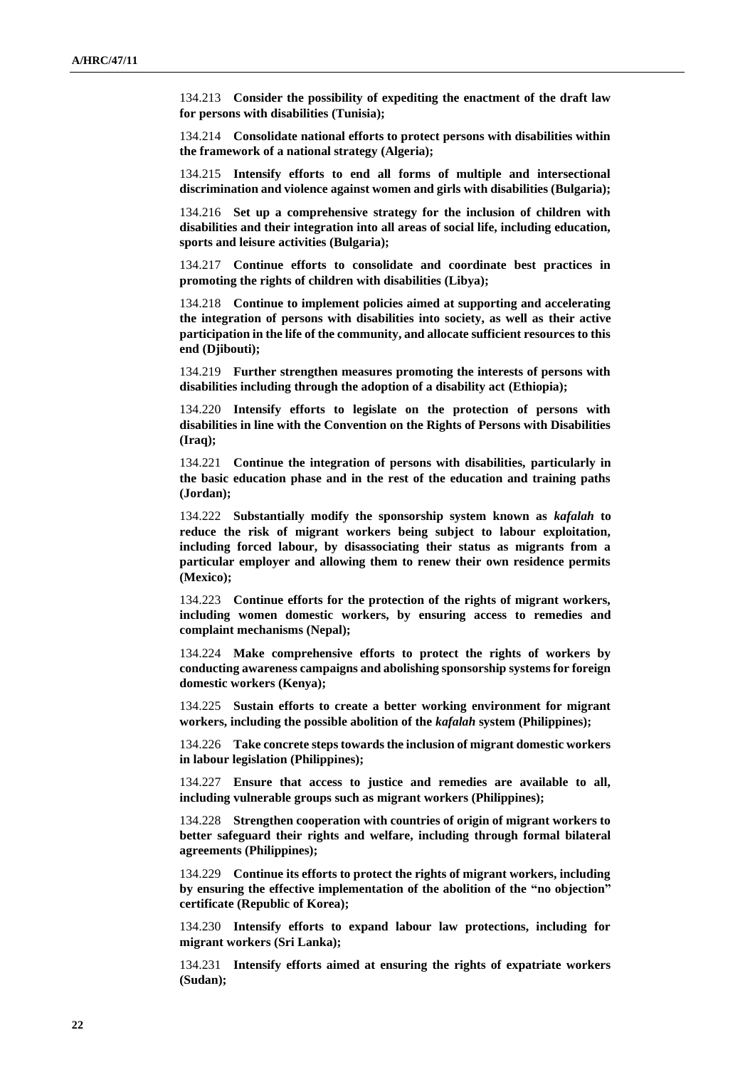134.213 **Consider the possibility of expediting the enactment of the draft law for persons with disabilities (Tunisia);**

134.214 **Consolidate national efforts to protect persons with disabilities within the framework of a national strategy (Algeria);**

134.215 **Intensify efforts to end all forms of multiple and intersectional discrimination and violence against women and girls with disabilities (Bulgaria);**

134.216 **Set up a comprehensive strategy for the inclusion of children with disabilities and their integration into all areas of social life, including education, sports and leisure activities (Bulgaria);**

134.217 **Continue efforts to consolidate and coordinate best practices in promoting the rights of children with disabilities (Libya);**

134.218 **Continue to implement policies aimed at supporting and accelerating the integration of persons with disabilities into society, as well as their active participation in the life of the community, and allocate sufficient resources to this end (Djibouti);**

134.219 **Further strengthen measures promoting the interests of persons with disabilities including through the adoption of a disability act (Ethiopia);**

134.220 **Intensify efforts to legislate on the protection of persons with disabilities in line with the Convention on the Rights of Persons with Disabilities (Iraq);**

134.221 **Continue the integration of persons with disabilities, particularly in the basic education phase and in the rest of the education and training paths (Jordan);**

134.222 **Substantially modify the sponsorship system known as *kafalah* to reduce the risk of migrant workers being subject to labour exploitation, including forced labour, by disassociating their status as migrants from a particular employer and allowing them to renew their own residence permits (Mexico);**

134.223 **Continue efforts for the protection of the rights of migrant workers, including women domestic workers, by ensuring access to remedies and complaint mechanisms (Nepal);**

134.224 **Make comprehensive efforts to protect the rights of workers by conducting awareness campaigns and abolishing sponsorship systems for foreign domestic workers (Kenya);**

134.225 **Sustain efforts to create a better working environment for migrant workers, including the possible abolition of the *kafalah* system (Philippines);**

134.226 **Take concrete steps towards the inclusion of migrant domestic workers in labour legislation (Philippines);**

134.227 **Ensure that access to justice and remedies are available to all, including vulnerable groups such as migrant workers (Philippines);**

134.228 **Strengthen cooperation with countries of origin of migrant workers to better safeguard their rights and welfare, including through formal bilateral agreements (Philippines);**

134.229 **Continue its efforts to protect the rights of migrant workers, including by ensuring the effective implementation of the abolition of the "no objection" certificate (Republic of Korea);**

134.230 **Intensify efforts to expand labour law protections, including for migrant workers (Sri Lanka);**

134.231 **Intensify efforts aimed at ensuring the rights of expatriate workers (Sudan);**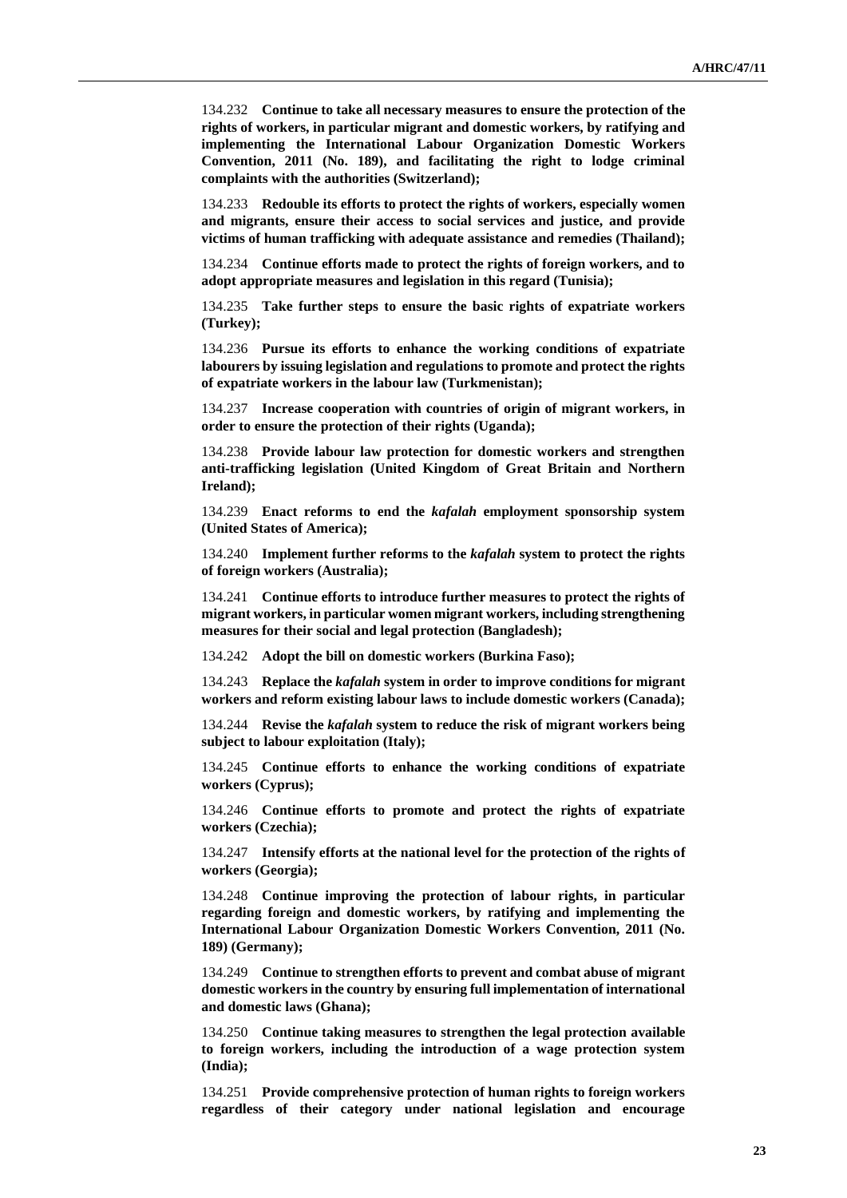134.232 **Continue to take all necessary measures to ensure the protection of the rights of workers, in particular migrant and domestic workers, by ratifying and implementing the International Labour Organization Domestic Workers Convention, 2011 (No. 189), and facilitating the right to lodge criminal complaints with the authorities (Switzerland);**

134.233 **Redouble its efforts to protect the rights of workers, especially women and migrants, ensure their access to social services and justice, and provide victims of human trafficking with adequate assistance and remedies (Thailand);**

134.234 **Continue efforts made to protect the rights of foreign workers, and to adopt appropriate measures and legislation in this regard (Tunisia);**

134.235 **Take further steps to ensure the basic rights of expatriate workers (Turkey);**

134.236 **Pursue its efforts to enhance the working conditions of expatriate labourers by issuing legislation and regulations to promote and protect the rights of expatriate workers in the labour law (Turkmenistan);**

134.237 **Increase cooperation with countries of origin of migrant workers, in order to ensure the protection of their rights (Uganda);**

134.238 **Provide labour law protection for domestic workers and strengthen anti-trafficking legislation (United Kingdom of Great Britain and Northern Ireland);**

134.239 **Enact reforms to end the *kafalah* employment sponsorship system (United States of America);**

134.240 **Implement further reforms to the *kafalah* system to protect the rights of foreign workers (Australia);**

134.241 **Continue efforts to introduce further measures to protect the rights of migrant workers, in particular women migrant workers, including strengthening measures for their social and legal protection (Bangladesh);**

134.242 **Adopt the bill on domestic workers (Burkina Faso);**

134.243 **Replace the *kafalah* system in order to improve conditions for migrant workers and reform existing labour laws to include domestic workers (Canada);**

134.244 **Revise the *kafalah* system to reduce the risk of migrant workers being subject to labour exploitation (Italy);**

134.245 **Continue efforts to enhance the working conditions of expatriate workers (Cyprus);**

134.246 **Continue efforts to promote and protect the rights of expatriate workers (Czechia);**

134.247 **Intensify efforts at the national level for the protection of the rights of workers (Georgia);**

134.248 **Continue improving the protection of labour rights, in particular regarding foreign and domestic workers, by ratifying and implementing the International Labour Organization Domestic Workers Convention, 2011 (No. 189) (Germany);**

134.249 **Continue to strengthen efforts to prevent and combat abuse of migrant domestic workers in the country by ensuring full implementation of international and domestic laws (Ghana);**

134.250 **Continue taking measures to strengthen the legal protection available to foreign workers, including the introduction of a wage protection system (India);**

134.251 **Provide comprehensive protection of human rights to foreign workers regardless of their category under national legislation and encourage**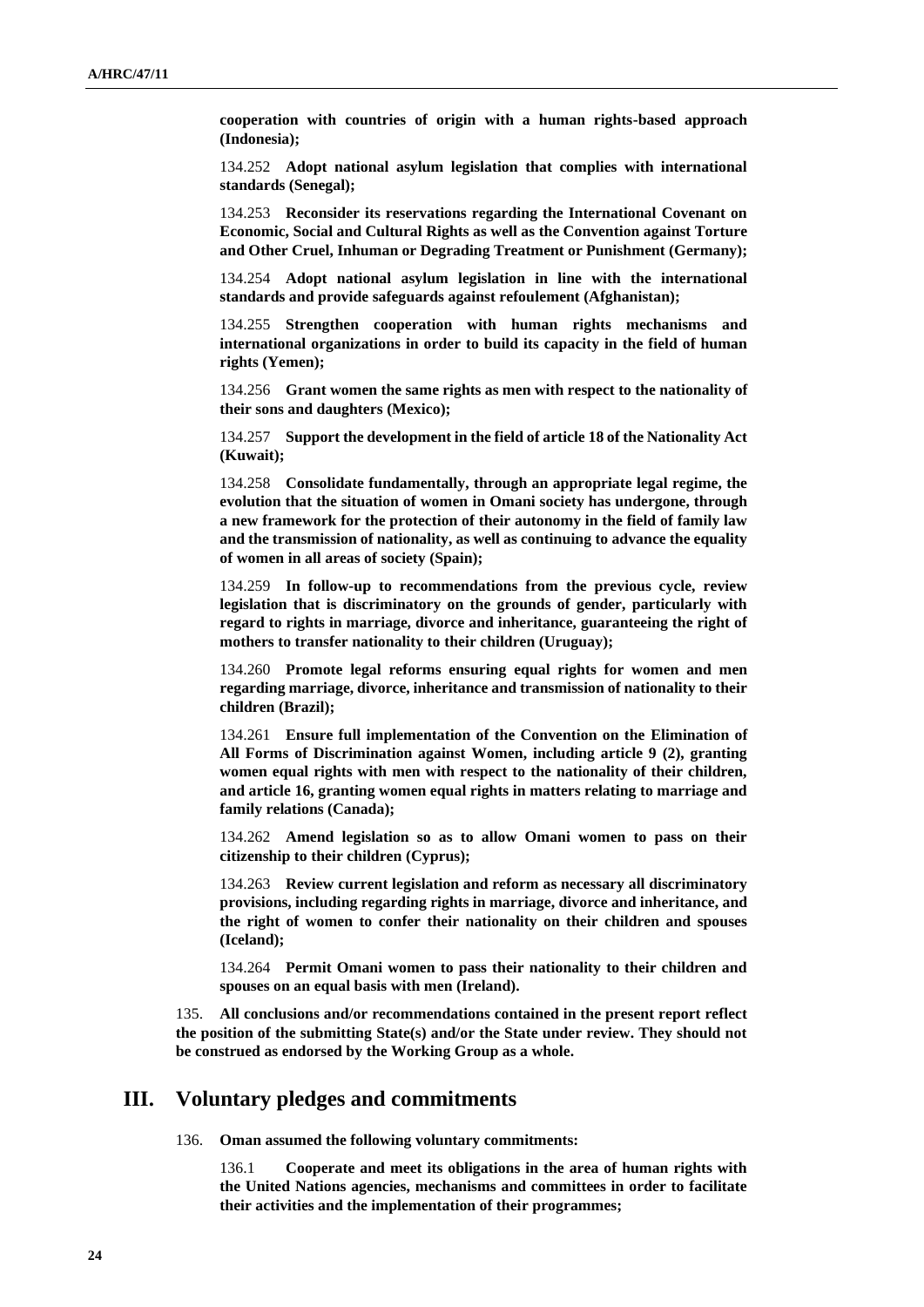**cooperation with countries of origin with a human rights-based approach (Indonesia);**

134.252 **Adopt national asylum legislation that complies with international standards (Senegal);**

134.253 **Reconsider its reservations regarding the International Covenant on Economic, Social and Cultural Rights as well as the Convention against Torture and Other Cruel, Inhuman or Degrading Treatment or Punishment (Germany);**

134.254 **Adopt national asylum legislation in line with the international standards and provide safeguards against refoulement (Afghanistan);**

134.255 **Strengthen cooperation with human rights mechanisms and international organizations in order to build its capacity in the field of human rights (Yemen);**

134.256 **Grant women the same rights as men with respect to the nationality of their sons and daughters (Mexico);**

134.257 **Support the development in the field of article 18 of the Nationality Act (Kuwait);**

134.258 **Consolidate fundamentally, through an appropriate legal regime, the evolution that the situation of women in Omani society has undergone, through a new framework for the protection of their autonomy in the field of family law and the transmission of nationality, as well as continuing to advance the equality of women in all areas of society (Spain);**

134.259 **In follow-up to recommendations from the previous cycle, review legislation that is discriminatory on the grounds of gender, particularly with regard to rights in marriage, divorce and inheritance, guaranteeing the right of mothers to transfer nationality to their children (Uruguay);**

134.260 **Promote legal reforms ensuring equal rights for women and men regarding marriage, divorce, inheritance and transmission of nationality to their children (Brazil);**

134.261 **Ensure full implementation of the Convention on the Elimination of All Forms of Discrimination against Women, including article 9 (2), granting women equal rights with men with respect to the nationality of their children, and article 16, granting women equal rights in matters relating to marriage and family relations (Canada);**

134.262 **Amend legislation so as to allow Omani women to pass on their citizenship to their children (Cyprus);**

134.263 **Review current legislation and reform as necessary all discriminatory provisions, including regarding rights in marriage, divorce and inheritance, and the right of women to confer their nationality on their children and spouses (Iceland);**

134.264 **Permit Omani women to pass their nationality to their children and spouses on an equal basis with men (Ireland).**

135. **All conclusions and/or recommendations contained in the present report reflect the position of the submitting State(s) and/or the State under review. They should not be construed as endorsed by the Working Group as a whole.**

## III. Voluntary pledges and commitments

136. **Oman assumed the following voluntary commitments:**

136.1 **Cooperate and meet its obligations in the area of human rights with the United Nations agencies, mechanisms and committees in order to facilitate their activities and the implementation of their programmes;**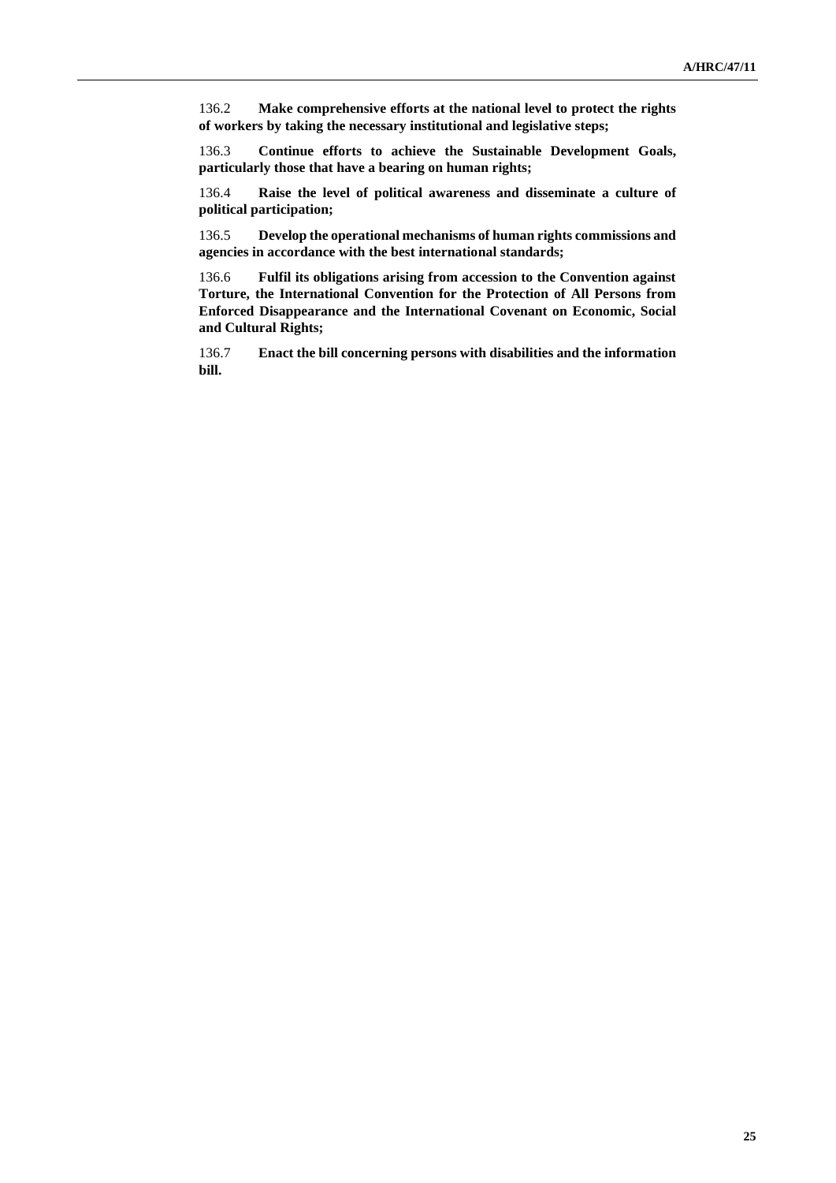136.2 **Make comprehensive efforts at the national level to protect the rights of workers by taking the necessary institutional and legislative steps;**

136.3 **Continue efforts to achieve the Sustainable Development Goals, particularly those that have a bearing on human rights;**

136.4 **Raise the level of political awareness and disseminate a culture of political participation;**

136.5 **Develop the operational mechanisms of human rights commissions and agencies in accordance with the best international standards;**

136.6 **Fulfil its obligations arising from accession to the Convention against Torture, the International Convention for the Protection of All Persons from Enforced Disappearance and the International Covenant on Economic, Social and Cultural Rights;**

136.7 **Enact the bill concerning persons with disabilities and the information bill.**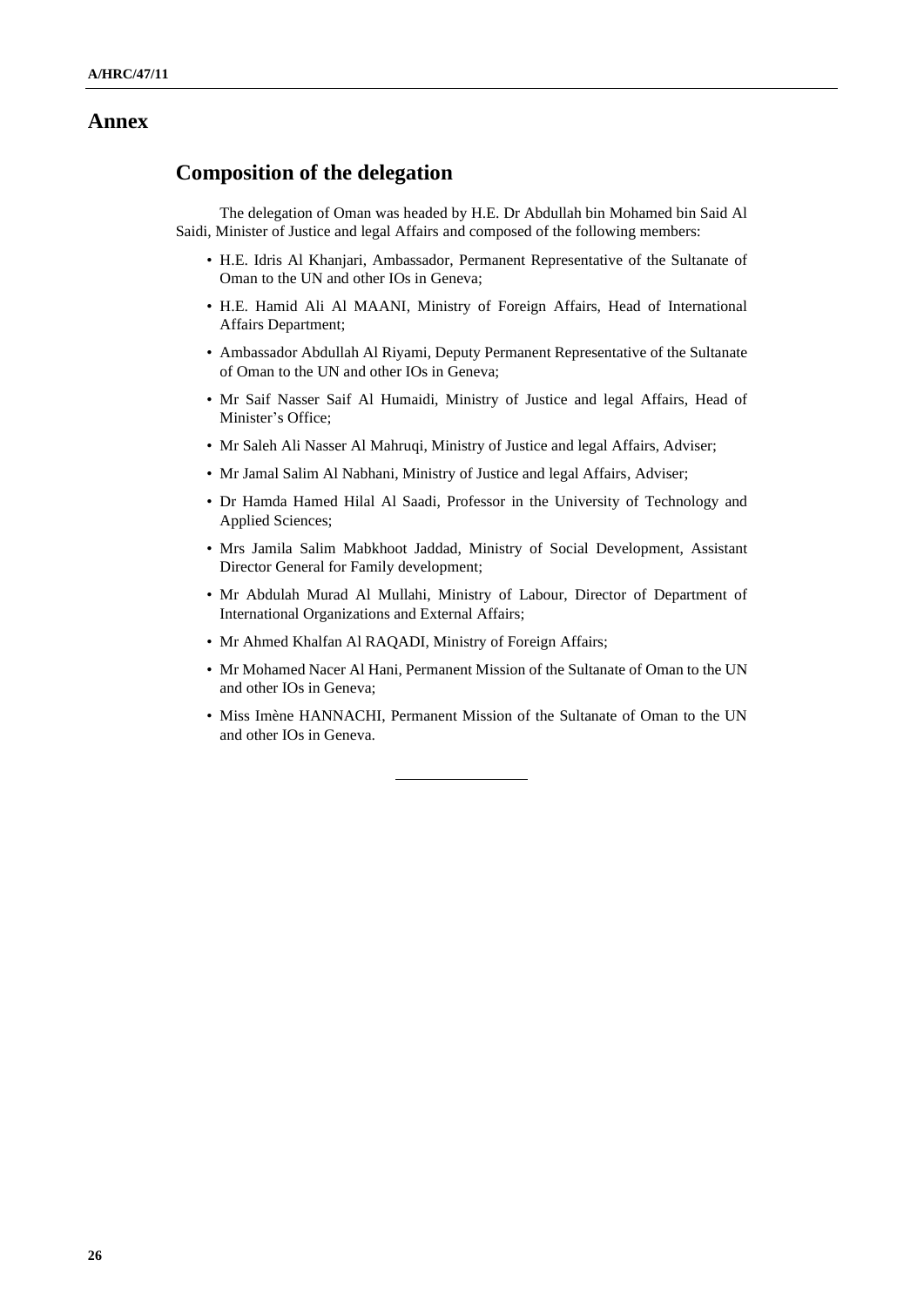# Annex

## Composition of the delegation

The delegation of Oman was headed by H.E. Dr Abdullah bin Mohamed bin Said Al Saidi, Minister of Justice and legal Affairs and composed of the following members:

- H.E. Idris Al Khanjari, Ambassador, Permanent Representative of the Sultanate of Oman to the UN and other IOs in Geneva;
- H.E. Hamid Ali Al MAANI, Ministry of Foreign Affairs, Head of International Affairs Department;
- Ambassador Abdullah Al Riyami, Deputy Permanent Representative of the Sultanate of Oman to the UN and other IOs in Geneva;
- Mr Saif Nasser Saif Al Humaidi, Ministry of Justice and legal Affairs, Head of Minister's Office;
- Mr Saleh Ali Nasser Al Mahruqi, Ministry of Justice and legal Affairs, Adviser;
- Mr Jamal Salim Al Nabhani, Ministry of Justice and legal Affairs, Adviser;
- Dr Hamda Hamed Hilal Al Saadi, Professor in the University of Technology and Applied Sciences;
- Mrs Jamila Salim Mabkhoot Jaddad, Ministry of Social Development, Assistant Director General for Family development;
- Mr Abdulah Murad Al Mullahi, Ministry of Labour, Director of Department of International Organizations and External Affairs;
- Mr Ahmed Khalfan Al RAQADI, Ministry of Foreign Affairs;
- Mr Mohamed Nacer Al Hani, Permanent Mission of the Sultanate of Oman to the UN and other IOs in Geneva;
- Miss Imène HANNACHI, Permanent Mission of the Sultanate of Oman to the UN and other IOs in Geneva.